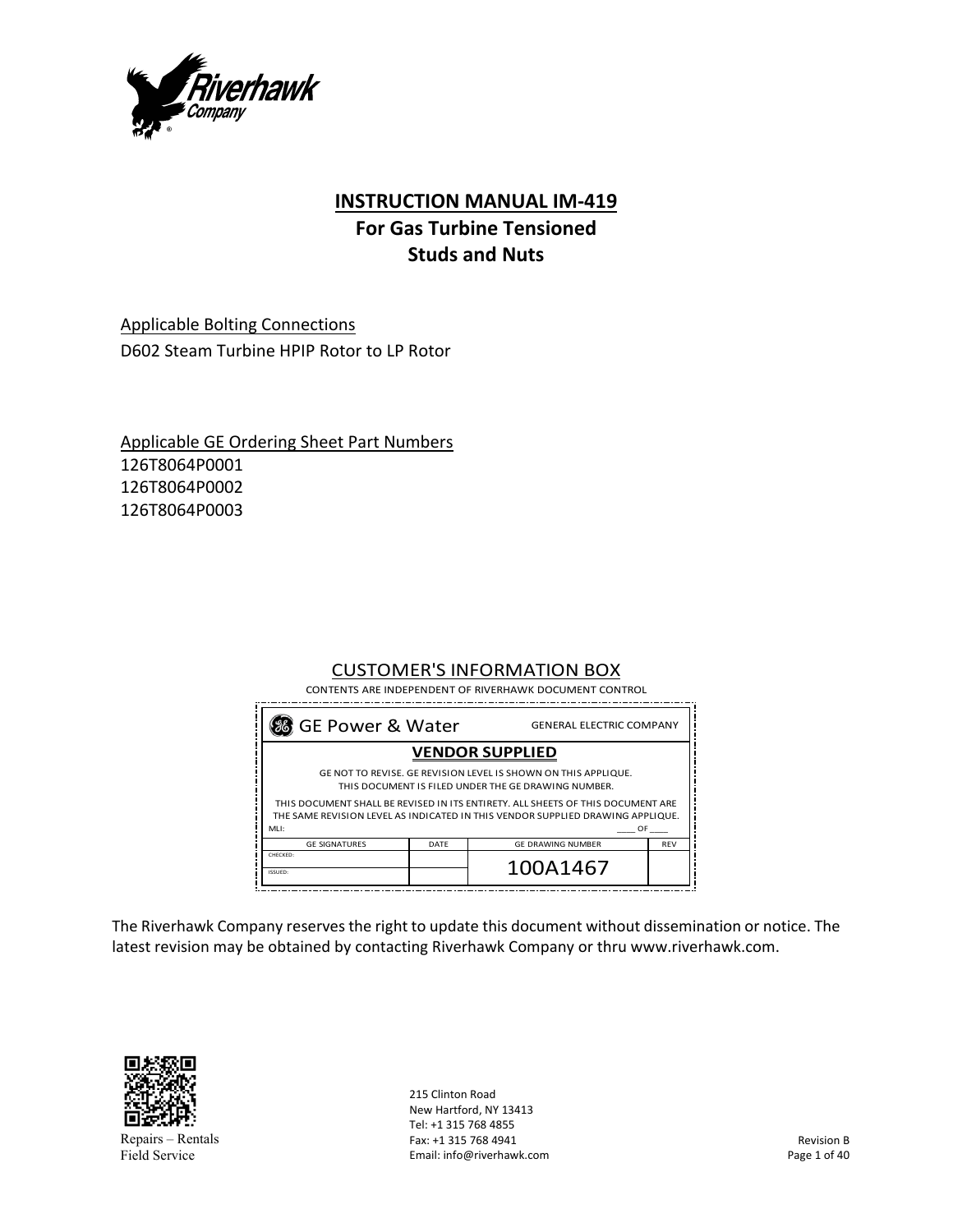Riverhawk Company

# INSTRUCTION MANUAL IM-419
## For Gas Turbine Tensioned Studs and Nuts

Applicable Bolting Connections

D602 Steam Turbine HPIP Rotor to LP Rotor

Applicable GE Ordering Sheet Part Numbers

126T8064P0001
126T8064P0002
126T8064P0003

CUSTOMER'S INFORMATION BOX

CONTENTS ARE INDEPENDENT OF RIVERHAWK DOCUMENT CONTROL

| GE Power & Water | | GENERAL ELECTRIC COMPANY | |
|---|---|---|---|
| **VENDOR SUPPLIED** | | | |
| GE NOT TO REVISE. GE REVISION LEVEL IS SHOWN ON THIS APPLIQUE. THIS DOCUMENT IS FILED UNDER THE GE DRAWING NUMBER. | | | |
| THIS DOCUMENT SHALL BE REVISED IN ITS ENTIRETY. ALL SHEETS OF THIS DOCUMENT ARE THE SAME REVISION LEVEL AS INDICATED IN THIS VENDOR SUPPLIED DRAWING APPLIQUE. MLI: ____ OF ____ | | | |
| GE SIGNATURES | DATE | GE DRAWING NUMBER | REV |
| CHECKED: | | 100A1467 | |
| ISSUED: | | | |

The Riverhawk Company reserves the right to update this document without dissemination or notice. The latest revision may be obtained by contacting Riverhawk Company or thru www.riverhawk.com.

Repairs – Rentals
Field Service

215 Clinton Road
New Hartford, NY 13413
Tel: +1 315 768 4855
Fax: +1 315 768 4941
Email: info@riverhawk.com

Revision B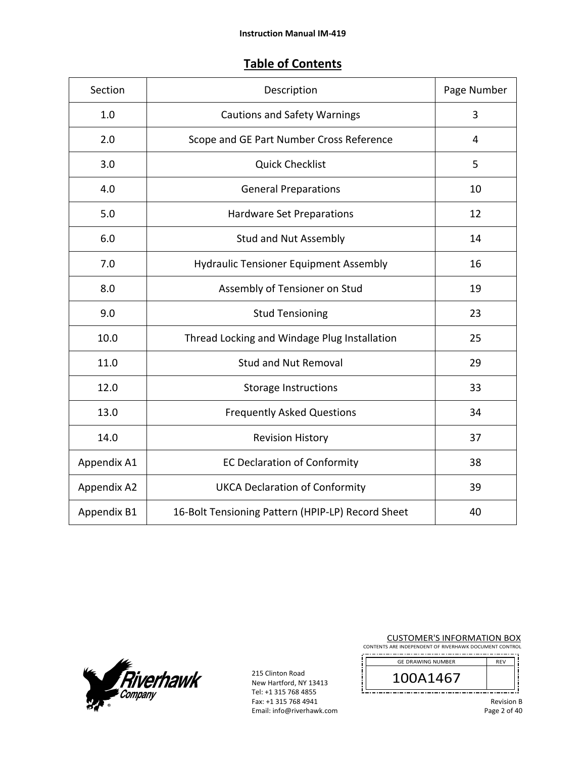## Table of Contents

| Section | Description | Page Number |
|---|---|---|
| 1.0 | Cautions and Safety Warnings | 3 |
| 2.0 | Scope and GE Part Number Cross Reference | 4 |
| 3.0 | Quick Checklist | 5 |
| 4.0 | General Preparations | 10 |
| 5.0 | Hardware Set Preparations | 12 |
| 6.0 | Stud and Nut Assembly | 14 |
| 7.0 | Hydraulic Tensioner Equipment Assembly | 16 |
| 8.0 | Assembly of Tensioner on Stud | 19 |
| 9.0 | Stud Tensioning | 23 |
| 10.0 | Thread Locking and Windage Plug Installation | 25 |
| 11.0 | Stud and Nut Removal | 29 |
| 12.0 | Storage Instructions | 33 |
| 13.0 | Frequently Asked Questions | 34 |
| 14.0 | Revision History | 37 |
| Appendix A1 | EC Declaration of Conformity | 38 |
| Appendix A2 | UKCA Declaration of Conformity | 39 |
| Appendix B1 | 16-Bolt Tensioning Pattern (HPIP-LP) Record Sheet | 40 |

215 Clinton Road
New Hartford, NY 13413
Tel: +1 315 768 4855
Fax: +1 315 768 4941
Email: info@riverhawk.com

CUSTOMER'S INFORMATION BOX
CONTENTS ARE INDEPENDENT OF RIVERHAWK DOCUMENT CONTROL

| GE DRAWING NUMBER | REV |
|---|---|
| 100A1467 | |

Revision B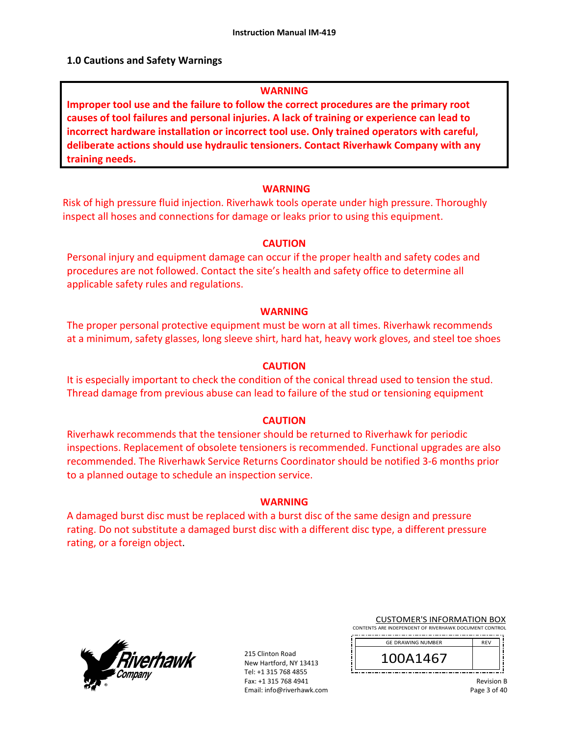## 1.0 Cautions and Safety Warnings

**WARNING**

**Improper tool use and the failure to follow the correct procedures are the primary root causes of tool failures and personal injuries. A lack of training or experience can lead to incorrect hardware installation or incorrect tool use. Only trained operators with careful, deliberate actions should use hydraulic tensioners. Contact Riverhawk Company with any training needs.**

**WARNING**

Risk of high pressure fluid injection. Riverhawk tools operate under high pressure. Thoroughly inspect all hoses and connections for damage or leaks prior to using this equipment.

**CAUTION**

Personal injury and equipment damage can occur if the proper health and safety codes and procedures are not followed. Contact the site's health and safety office to determine all applicable safety rules and regulations.

**WARNING**

The proper personal protective equipment must be worn at all times. Riverhawk recommends at a minimum, safety glasses, long sleeve shirt, hard hat, heavy work gloves, and steel toe shoes

**CAUTION**

It is especially important to check the condition of the conical thread used to tension the stud. Thread damage from previous abuse can lead to failure of the stud or tensioning equipment

**CAUTION**

Riverhawk recommends that the tensioner should be returned to Riverhawk for periodic inspections. Replacement of obsolete tensioners is recommended. Functional upgrades are also recommended. The Riverhawk Service Returns Coordinator should be notified 3-6 months prior to a planned outage to schedule an inspection service.

**WARNING**

A damaged burst disc must be replaced with a burst disc of the same design and pressure rating. Do not substitute a damaged burst disc with a different disc type, a different pressure rating, or a foreign object.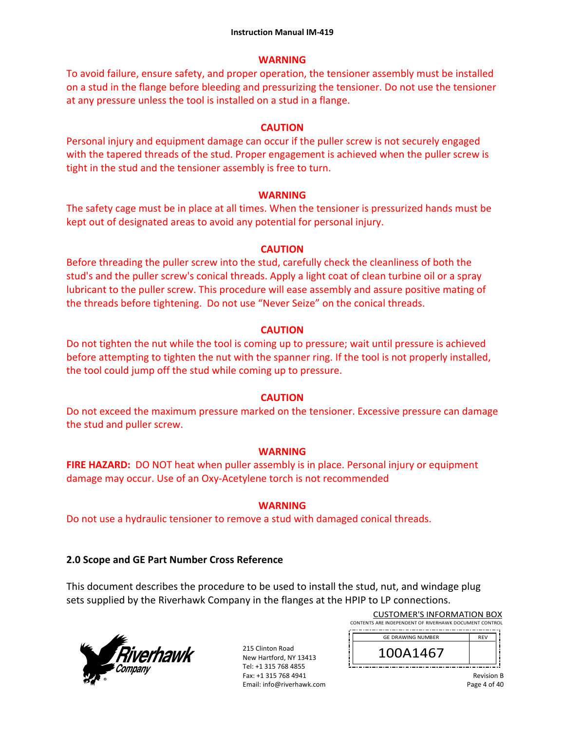**WARNING**

To avoid failure, ensure safety, and proper operation, the tensioner assembly must be installed on a stud in the flange before bleeding and pressurizing the tensioner. Do not use the tensioner at any pressure unless the tool is installed on a stud in a flange.

**CAUTION**

Personal injury and equipment damage can occur if the puller screw is not securely engaged with the tapered threads of the stud. Proper engagement is achieved when the puller screw is tight in the stud and the tensioner assembly is free to turn.

**WARNING**

The safety cage must be in place at all times. When the tensioner is pressurized hands must be kept out of designated areas to avoid any potential for personal injury.

**CAUTION**

Before threading the puller screw into the stud, carefully check the cleanliness of both the stud's and the puller screw's conical threads. Apply a light coat of clean turbine oil or a spray lubricant to the puller screw. This procedure will ease assembly and assure positive mating of the threads before tightening. Do not use "Never Seize" on the conical threads.

**CAUTION**

Do not tighten the nut while the tool is coming up to pressure; wait until pressure is achieved before attempting to tighten the nut with the spanner ring. If the tool is not properly installed, the tool could jump off the stud while coming up to pressure.

**CAUTION**

Do not exceed the maximum pressure marked on the tensioner. Excessive pressure can damage the stud and puller screw.

**WARNING**

**FIRE HAZARD:** DO NOT heat when puller assembly is in place. Personal injury or equipment damage may occur. Use of an Oxy-Acetylene torch is not recommended

**WARNING**

Do not use a hydraulic tensioner to remove a stud with damaged conical threads.

## 2.0 Scope and GE Part Number Cross Reference

This document describes the procedure to be used to install the stud, nut, and windage plug sets supplied by the Riverhawk Company in the flanges at the HPIP to LP connections.

CUSTOMER'S INFORMATION BOX
CONTENTS ARE INDEPENDENT OF RIVERHAWK DOCUMENT CONTROL

| GE DRAWING NUMBER | REV |
|---|---|
| 100A1467 | |

215 Clinton Road
New Hartford, NY 13413
Tel: +1 315 768 4855
Fax: +1 315 768 4941
Email: info@riverhawk.com

Revision B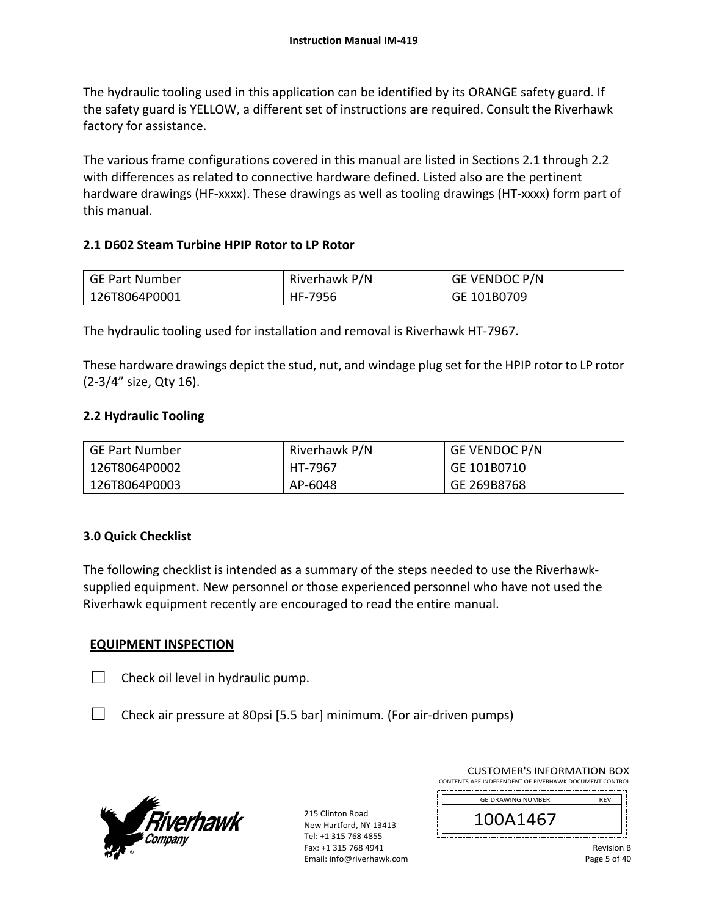The hydraulic tooling used in this application can be identified by its ORANGE safety guard. If the safety guard is YELLOW, a different set of instructions are required. Consult the Riverhawk factory for assistance.

The various frame configurations covered in this manual are listed in Sections 2.1 through 2.2 with differences as related to connective hardware defined. Listed also are the pertinent hardware drawings (HF-xxxx). These drawings as well as tooling drawings (HT-xxxx) form part of this manual.

## 2.1 D602 Steam Turbine HPIP Rotor to LP Rotor

| GE Part Number | Riverhawk P/N | GE VENDOC P/N |
|---|---|---|
| 126T8064P0001 | HF-7956 | GE 101B0709 |

The hydraulic tooling used for installation and removal is Riverhawk HT-7967.

These hardware drawings depict the stud, nut, and windage plug set for the HPIP rotor to LP rotor (2-3/4" size, Qty 16).

## 2.2 Hydraulic Tooling

| GE Part Number | Riverhawk P/N | GE VENDOC P/N |
|---|---|---|
| 126T8064P0002 | HT-7967 | GE 101B0710 |
| 126T8064P0003 | AP-6048 | GE 269B8768 |

# 3.0 Quick Checklist

The following checklist is intended as a summary of the steps needed to use the Riverhawk-supplied equipment. New personnel or those experienced personnel who have not used the Riverhawk equipment recently are encouraged to read the entire manual.

**EQUIPMENT INSPECTION**

☐ Check oil level in hydraulic pump.

☐ Check air pressure at 80psi [5.5 bar] minimum. (For air-driven pumps)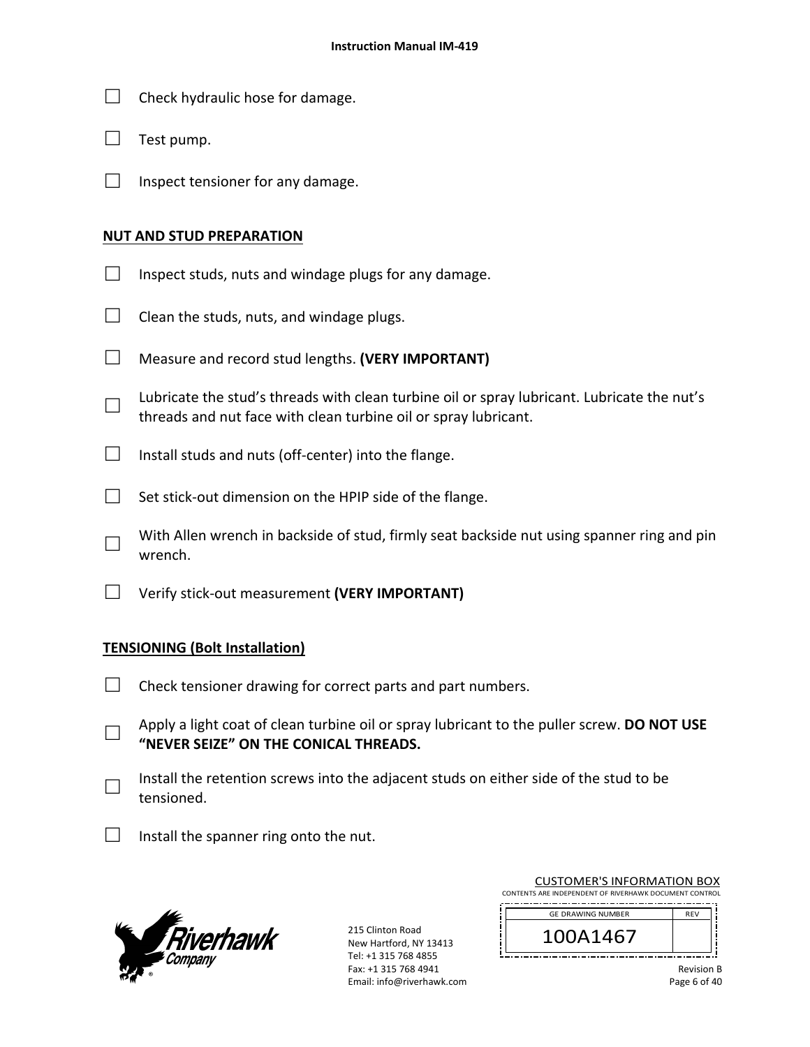☐ Check hydraulic hose for damage.

☐ Test pump.

☐ Inspect tensioner for any damage.

## NUT AND STUD PREPARATION

☐ Inspect studs, nuts and windage plugs for any damage.

☐ Clean the studs, nuts, and windage plugs.

☐ Measure and record stud lengths. **(VERY IMPORTANT)**

☐ Lubricate the stud's threads with clean turbine oil or spray lubricant. Lubricate the nut's threads and nut face with clean turbine oil or spray lubricant.

☐ Install studs and nuts (off-center) into the flange.

☐ Set stick-out dimension on the HPIP side of the flange.

☐ With Allen wrench in backside of stud, firmly seat backside nut using spanner ring and pin wrench.

☐ Verify stick-out measurement **(VERY IMPORTANT)**

## TENSIONING (Bolt Installation)

☐ Check tensioner drawing for correct parts and part numbers.

☐ Apply a light coat of clean turbine oil or spray lubricant to the puller screw. **DO NOT USE "NEVER SEIZE" ON THE CONICAL THREADS.**

☐ Install the retention screws into the adjacent studs on either side of the stud to be tensioned.

☐ Install the spanner ring onto the nut.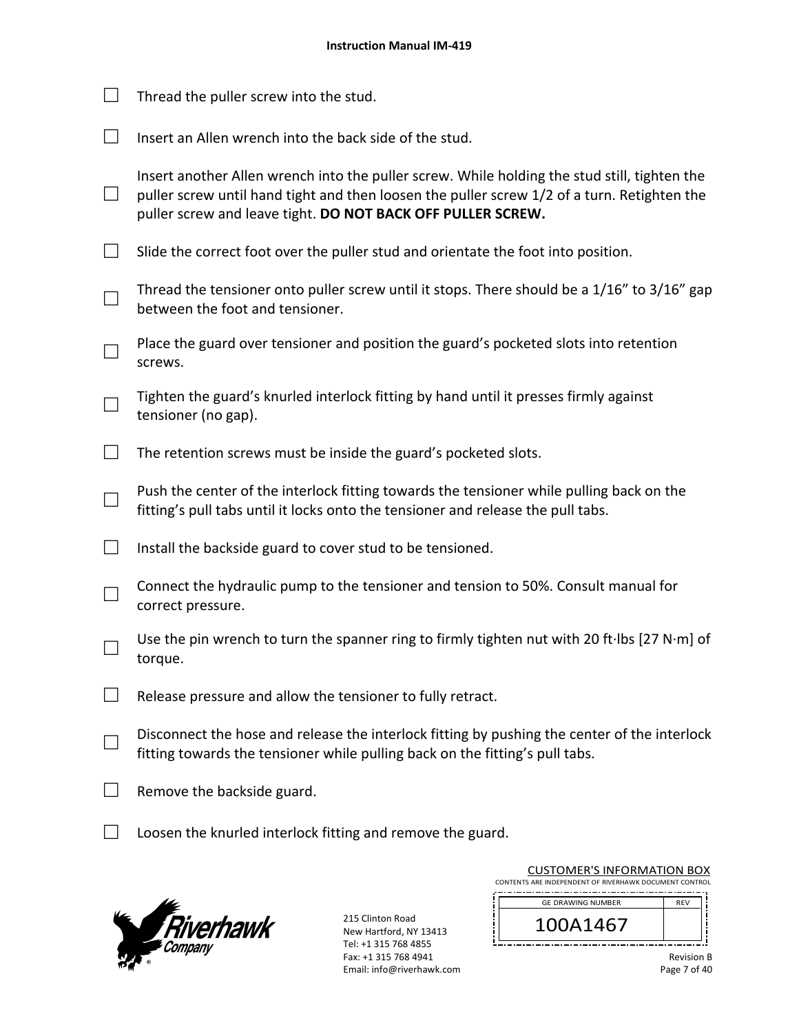- ☐ Thread the puller screw into the stud.
- ☐ Insert an Allen wrench into the back side of the stud.
- ☐ Insert another Allen wrench into the puller screw. While holding the stud still, tighten the puller screw until hand tight and then loosen the puller screw 1/2 of a turn. Retighten the puller screw and leave tight. **DO NOT BACK OFF PULLER SCREW.**
- ☐ Slide the correct foot over the puller stud and orientate the foot into position.
- ☐ Thread the tensioner onto puller screw until it stops. There should be a 1/16” to 3/16” gap between the foot and tensioner.
- ☐ Place the guard over tensioner and position the guard’s pocketed slots into retention screws.
- ☐ Tighten the guard’s knurled interlock fitting by hand until it presses firmly against tensioner (no gap).
- ☐ The retention screws must be inside the guard’s pocketed slots.
- ☐ Push the center of the interlock fitting towards the tensioner while pulling back on the fitting’s pull tabs until it locks onto the tensioner and release the pull tabs.
- ☐ Install the backside guard to cover stud to be tensioned.
- ☐ Connect the hydraulic pump to the tensioner and tension to 50%. Consult manual for correct pressure.
- ☐ Use the pin wrench to turn the spanner ring to firmly tighten nut with 20 ft·lbs [27 N·m] of torque.
- ☐ Release pressure and allow the tensioner to fully retract.
- ☐ Disconnect the hose and release the interlock fitting by pushing the center of the interlock fitting towards the tensioner while pulling back on the fitting’s pull tabs.
- ☐ Remove the backside guard.
- ☐ Loosen the knurled interlock fitting and remove the guard.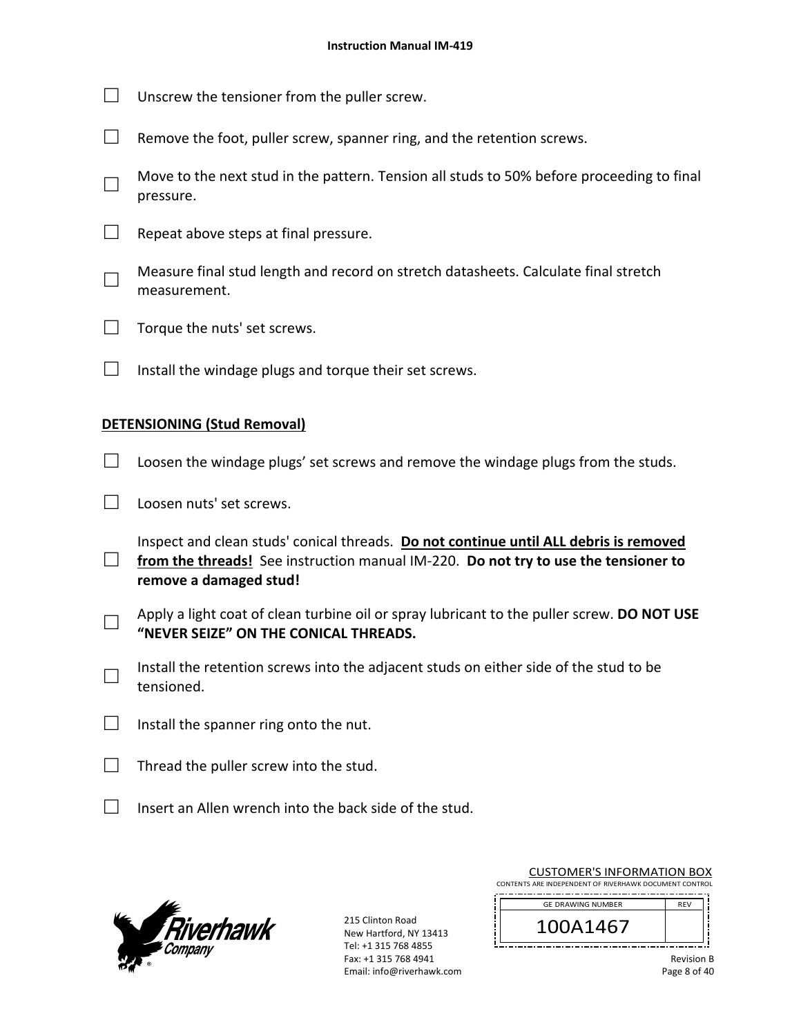- ☐ Unscrew the tensioner from the puller screw.
- ☐ Remove the foot, puller screw, spanner ring, and the retention screws.
- ☐ Move to the next stud in the pattern. Tension all studs to 50% before proceeding to final pressure.
- ☐ Repeat above steps at final pressure.
- ☐ Measure final stud length and record on stretch datasheets. Calculate final stretch measurement.
- ☐ Torque the nuts' set screws.
- ☐ Install the windage plugs and torque their set screws.

**DETENSIONING (Stud Removal)**

- ☐ Loosen the windage plugs' set screws and remove the windage plugs from the studs.
- ☐ Loosen nuts' set screws.
- ☐ Inspect and clean studs' conical threads. **Do not continue until ALL debris is removed from the threads!** See instruction manual IM-220. **Do not try to use the tensioner to remove a damaged stud!**
- ☐ Apply a light coat of clean turbine oil or spray lubricant to the puller screw. **DO NOT USE "NEVER SEIZE" ON THE CONICAL THREADS.**
- ☐ Install the retention screws into the adjacent studs on either side of the stud to be tensioned.
- ☐ Install the spanner ring onto the nut.
- ☐ Thread the puller screw into the stud.
- ☐ Insert an Allen wrench into the back side of the stud.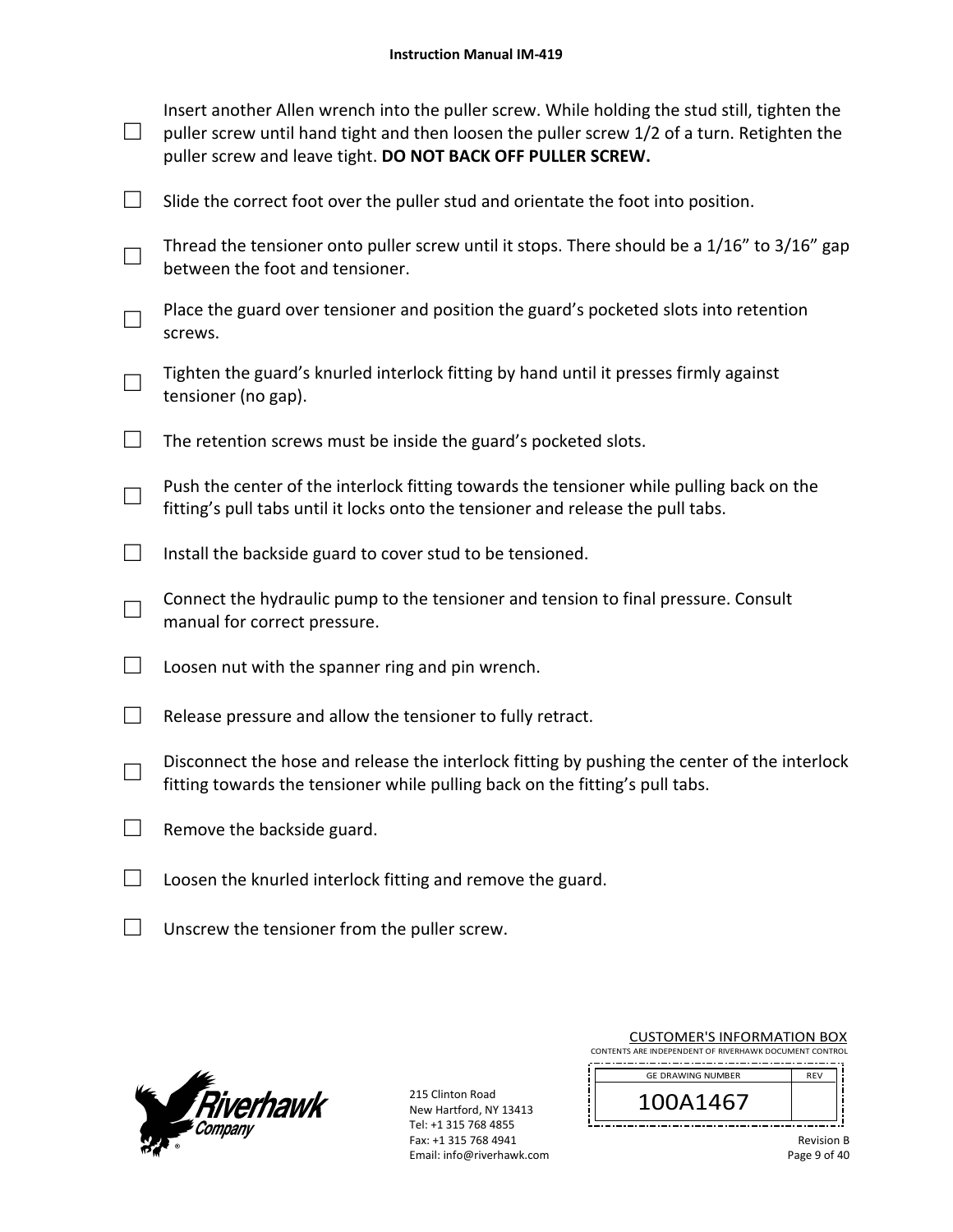- ☐ Insert another Allen wrench into the puller screw. While holding the stud still, tighten the puller screw until hand tight and then loosen the puller screw 1/2 of a turn. Retighten the puller screw and leave tight. **DO NOT BACK OFF PULLER SCREW.**

- ☐ Slide the correct foot over the puller stud and orientate the foot into position.

- ☐ Thread the tensioner onto puller screw until it stops. There should be a 1/16" to 3/16" gap between the foot and tensioner.

- ☐ Place the guard over tensioner and position the guard's pocketed slots into retention screws.

- ☐ Tighten the guard's knurled interlock fitting by hand until it presses firmly against tensioner (no gap).

- ☐ The retention screws must be inside the guard's pocketed slots.

- ☐ Push the center of the interlock fitting towards the tensioner while pulling back on the fitting's pull tabs until it locks onto the tensioner and release the pull tabs.

- ☐ Install the backside guard to cover stud to be tensioned.

- ☐ Connect the hydraulic pump to the tensioner and tension to final pressure. Consult manual for correct pressure.

- ☐ Loosen nut with the spanner ring and pin wrench.

- ☐ Release pressure and allow the tensioner to fully retract.

- ☐ Disconnect the hose and release the interlock fitting by pushing the center of the interlock fitting towards the tensioner while pulling back on the fitting's pull tabs.

- ☐ Remove the backside guard.

- ☐ Loosen the knurled interlock fitting and remove the guard.

- ☐ Unscrew the tensioner from the puller screw.

215 Clinton Road
New Hartford, NY 13413
Tel: +1 315 768 4855
Fax: +1 315 768 4941
Email: info@riverhawk.com

CUSTOMER'S INFORMATION BOX
CONTENTS ARE INDEPENDENT OF RIVERHAWK DOCUMENT CONTROL

| GE DRAWING NUMBER | REV |
|---|---|
| 100A1467 | |

Revision B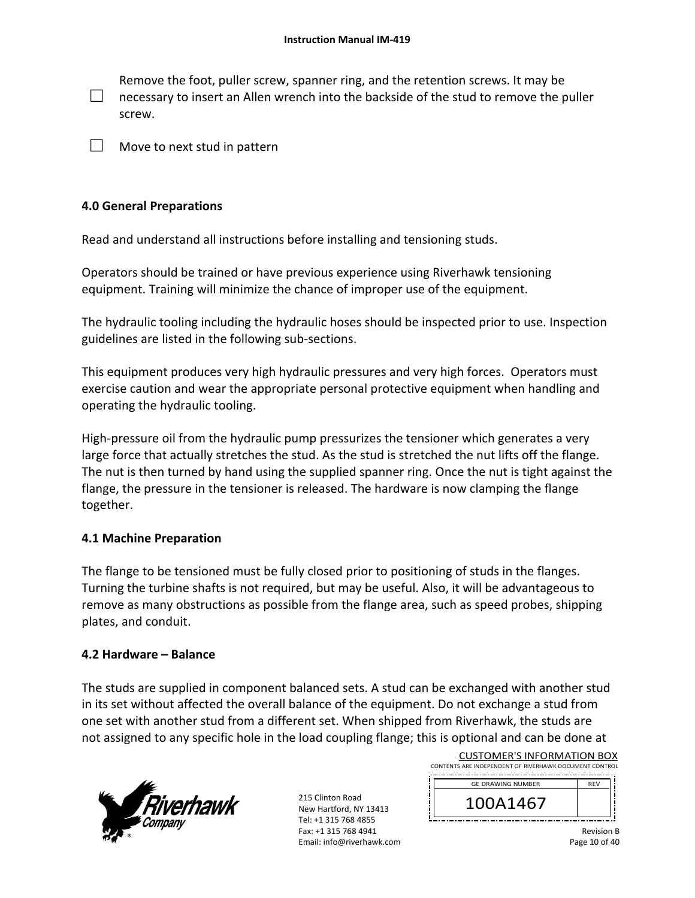☐ Remove the foot, puller screw, spanner ring, and the retention screws. It may be necessary to insert an Allen wrench into the backside of the stud to remove the puller screw.

☐ Move to next stud in pattern

## 4.0 General Preparations

Read and understand all instructions before installing and tensioning studs.

Operators should be trained or have previous experience using Riverhawk tensioning equipment. Training will minimize the chance of improper use of the equipment.

The hydraulic tooling including the hydraulic hoses should be inspected prior to use. Inspection guidelines are listed in the following sub-sections.

This equipment produces very high hydraulic pressures and very high forces. Operators must exercise caution and wear the appropriate personal protective equipment when handling and operating the hydraulic tooling.

High-pressure oil from the hydraulic pump pressurizes the tensioner which generates a very large force that actually stretches the stud. As the stud is stretched the nut lifts off the flange. The nut is then turned by hand using the supplied spanner ring. Once the nut is tight against the flange, the pressure in the tensioner is released. The hardware is now clamping the flange together.

### 4.1 Machine Preparation

The flange to be tensioned must be fully closed prior to positioning of studs in the flanges. Turning the turbine shafts is not required, but may be useful. Also, it will be advantageous to remove as many obstructions as possible from the flange area, such as speed probes, shipping plates, and conduit.

### 4.2 Hardware – Balance

The studs are supplied in component balanced sets. A stud can be exchanged with another stud in its set without affected the overall balance of the equipment. Do not exchange a stud from one set with another stud from a different set. When shipped from Riverhawk, the studs are not assigned to any specific hole in the load coupling flange; this is optional and can be done at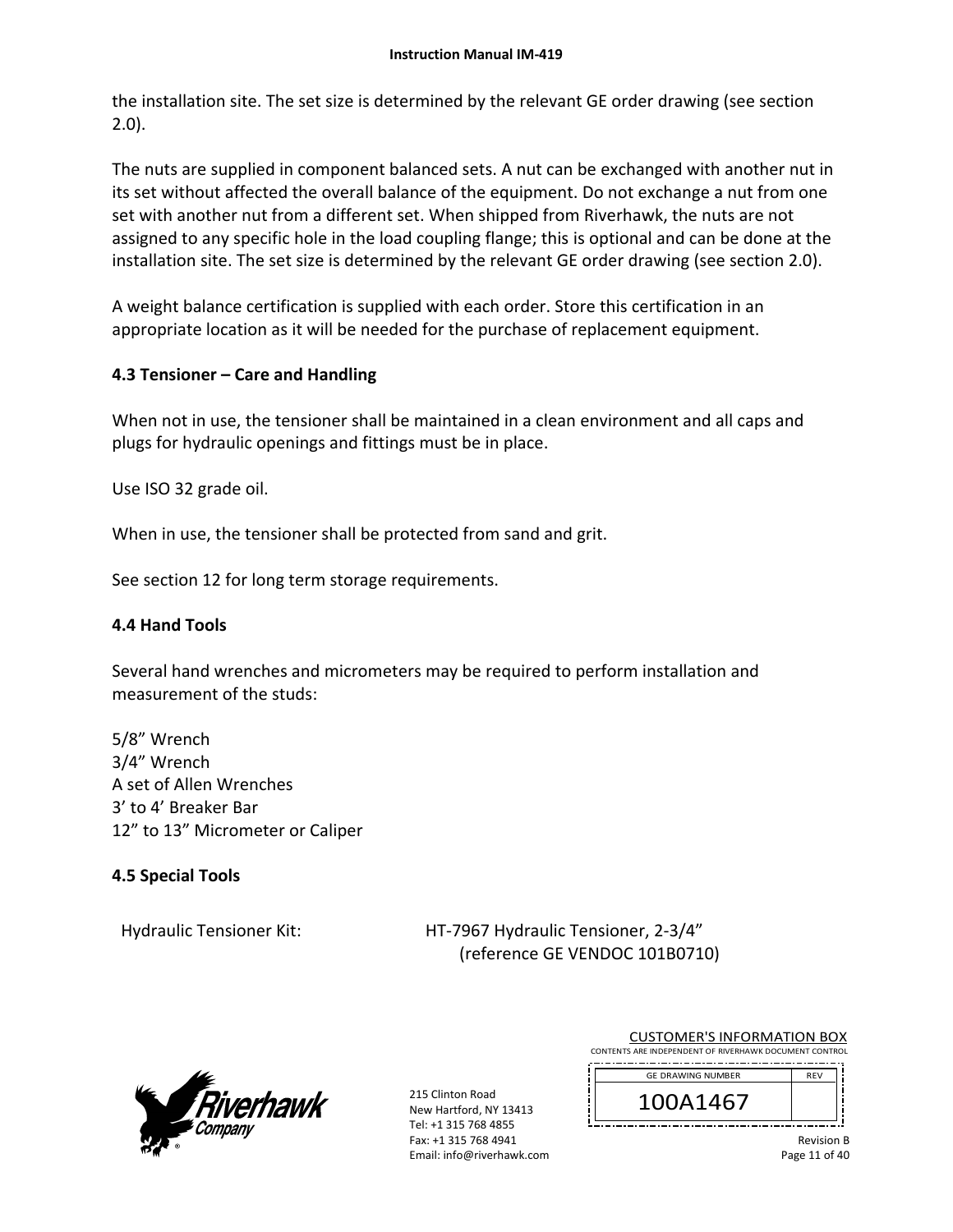the installation site. The set size is determined by the relevant GE order drawing (see section 2.0).

The nuts are supplied in component balanced sets. A nut can be exchanged with another nut in its set without affected the overall balance of the equipment. Do not exchange a nut from one set with another nut from a different set. When shipped from Riverhawk, the nuts are not assigned to any specific hole in the load coupling flange; this is optional and can be done at the installation site. The set size is determined by the relevant GE order drawing (see section 2.0).

A weight balance certification is supplied with each order. Store this certification in an appropriate location as it will be needed for the purchase of replacement equipment.

**4.3 Tensioner – Care and Handling**

When not in use, the tensioner shall be maintained in a clean environment and all caps and plugs for hydraulic openings and fittings must be in place.

Use ISO 32 grade oil.

When in use, the tensioner shall be protected from sand and grit.

See section 12 for long term storage requirements.

**4.4 Hand Tools**

Several hand wrenches and micrometers may be required to perform installation and measurement of the studs:

5/8” Wrench
3/4” Wrench
A set of Allen Wrenches
3’ to 4’ Breaker Bar
12” to 13” Micrometer or Caliper

**4.5 Special Tools**

Hydraulic Tensioner Kit: HT-7967 Hydraulic Tensioner, 2-3/4”
(reference GE VENDOC 101B0710)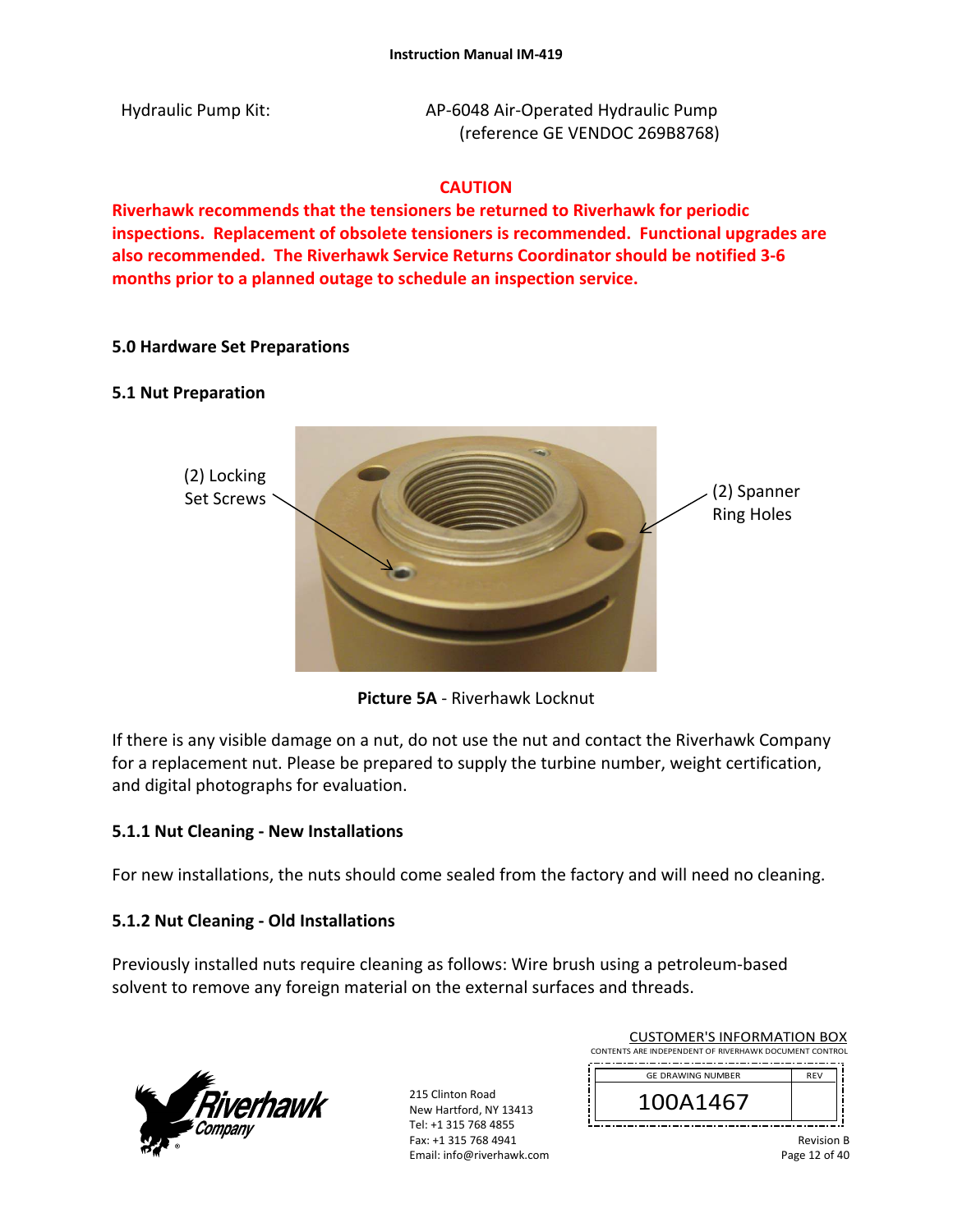Hydraulic Pump Kit: AP-6048 Air-Operated Hydraulic Pump (reference GE VENDOC 269B8768)

**CAUTION**

**Riverhawk recommends that the tensioners be returned to Riverhawk for periodic inspections. Replacement of obsolete tensioners is recommended. Functional upgrades are also recommended. The Riverhawk Service Returns Coordinator should be notified 3-6 months prior to a planned outage to schedule an inspection service.**

## 5.0 Hardware Set Preparations

### 5.1 Nut Preparation

(2) Locking Set Screws

(2) Spanner Ring Holes

**Picture 5A** - Riverhawk Locknut

If there is any visible damage on a nut, do not use the nut and contact the Riverhawk Company for a replacement nut. Please be prepared to supply the turbine number, weight certification, and digital photographs for evaluation.

#### 5.1.1 Nut Cleaning - New Installations

For new installations, the nuts should come sealed from the factory and will need no cleaning.

#### 5.1.2 Nut Cleaning - Old Installations

Previously installed nuts require cleaning as follows: Wire brush using a petroleum-based solvent to remove any foreign material on the external surfaces and threads.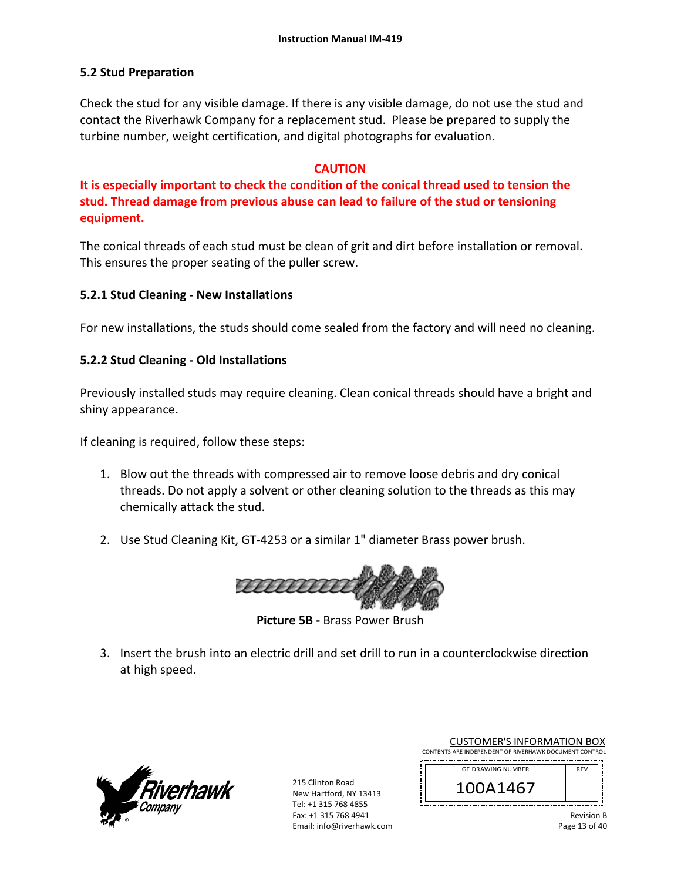## 5.2 Stud Preparation

Check the stud for any visible damage. If there is any visible damage, do not use the stud and contact the Riverhawk Company for a replacement stud. Please be prepared to supply the turbine number, weight certification, and digital photographs for evaluation.

**CAUTION**

**It is especially important to check the condition of the conical thread used to tension the stud. Thread damage from previous abuse can lead to failure of the stud or tensioning equipment.**

The conical threads of each stud must be clean of grit and dirt before installation or removal. This ensures the proper seating of the puller screw.

### 5.2.1 Stud Cleaning - New Installations

For new installations, the studs should come sealed from the factory and will need no cleaning.

### 5.2.2 Stud Cleaning - Old Installations

Previously installed studs may require cleaning. Clean conical threads should have a bright and shiny appearance.

If cleaning is required, follow these steps:

1. Blow out the threads with compressed air to remove loose debris and dry conical threads. Do not apply a solvent or other cleaning solution to the threads as this may chemically attack the stud.

2. Use Stud Cleaning Kit, GT-4253 or a similar 1" diameter Brass power brush.

**Picture 5B -** Brass Power Brush

3. Insert the brush into an electric drill and set drill to run in a counterclockwise direction at high speed.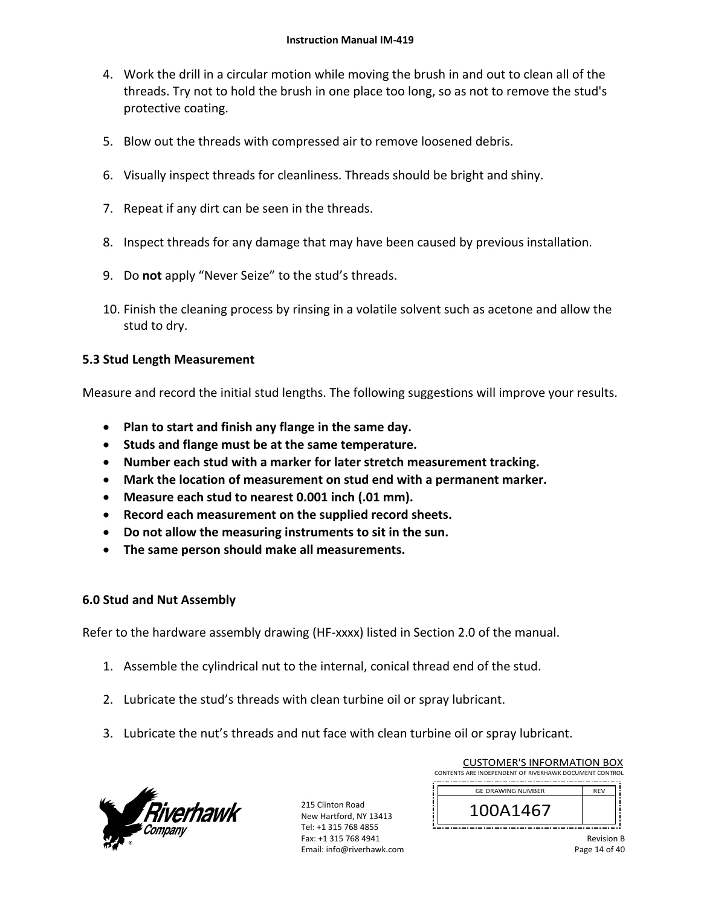4. Work the drill in a circular motion while moving the brush in and out to clean all of the threads. Try not to hold the brush in one place too long, so as not to remove the stud's protective coating.

5. Blow out the threads with compressed air to remove loosened debris.

6. Visually inspect threads for cleanliness. Threads should be bright and shiny.

7. Repeat if any dirt can be seen in the threads.

8. Inspect threads for any damage that may have been caused by previous installation.

9. Do **not** apply “Never Seize” to the stud’s threads.

10. Finish the cleaning process by rinsing in a volatile solvent such as acetone and allow the stud to dry.

## 5.3 Stud Length Measurement

Measure and record the initial stud lengths. The following suggestions will improve your results.

- **Plan to start and finish any flange in the same day.**
- **Studs and flange must be at the same temperature.**
- **Number each stud with a marker for later stretch measurement tracking.**
- **Mark the location of measurement on stud end with a permanent marker.**
- **Measure each stud to nearest 0.001 inch (.01 mm).**
- **Record each measurement on the supplied record sheets.**
- **Do not allow the measuring instruments to sit in the sun.**
- **The same person should make all measurements.**

## 6.0 Stud and Nut Assembly

Refer to the hardware assembly drawing (HF-xxxx) listed in Section 2.0 of the manual.

1. Assemble the cylindrical nut to the internal, conical thread end of the stud.

2. Lubricate the stud’s threads with clean turbine oil or spray lubricant.

3. Lubricate the nut’s threads and nut face with clean turbine oil or spray lubricant.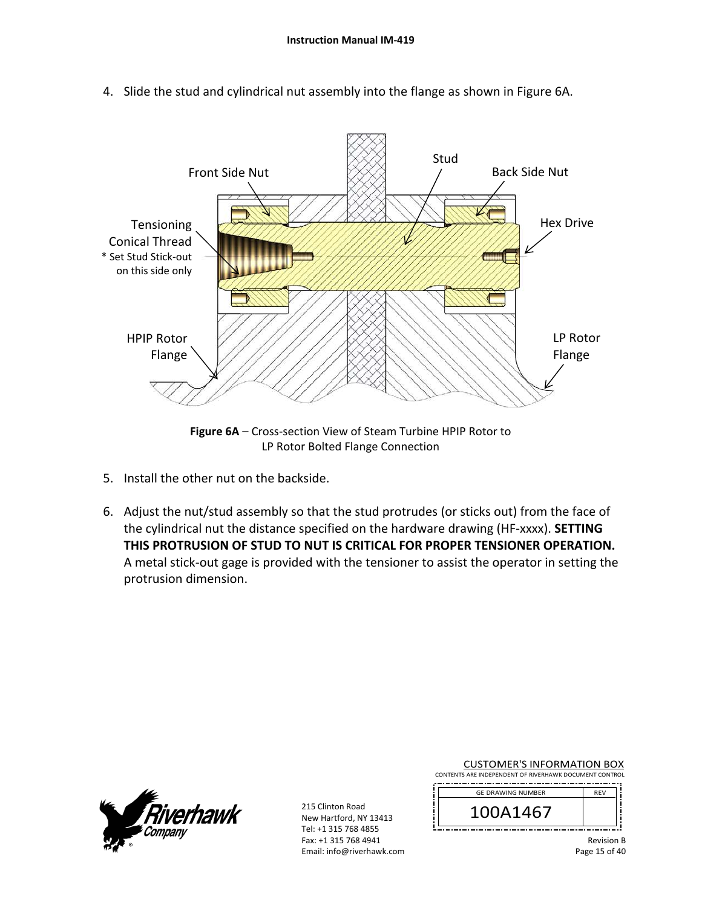4. Slide the stud and cylindrical nut assembly into the flange as shown in Figure 6A.

Front Side Nut

Stud

Back Side Nut

Tensioning Conical Thread
* Set Stud Stick-out on this side only

Hex Drive

HPIP Rotor Flange

LP Rotor Flange

**Figure 6A** – Cross-section View of Steam Turbine HPIP Rotor to LP Rotor Bolted Flange Connection

5. Install the other nut on the backside.

6. Adjust the nut/stud assembly so that the stud protrudes (or sticks out) from the face of the cylindrical nut the distance specified on the hardware drawing (HF-xxxx). **SETTING THIS PROTRUSION OF STUD TO NUT IS CRITICAL FOR PROPER TENSIONER OPERATION.** A metal stick-out gage is provided with the tensioner to assist the operator in setting the protrusion dimension.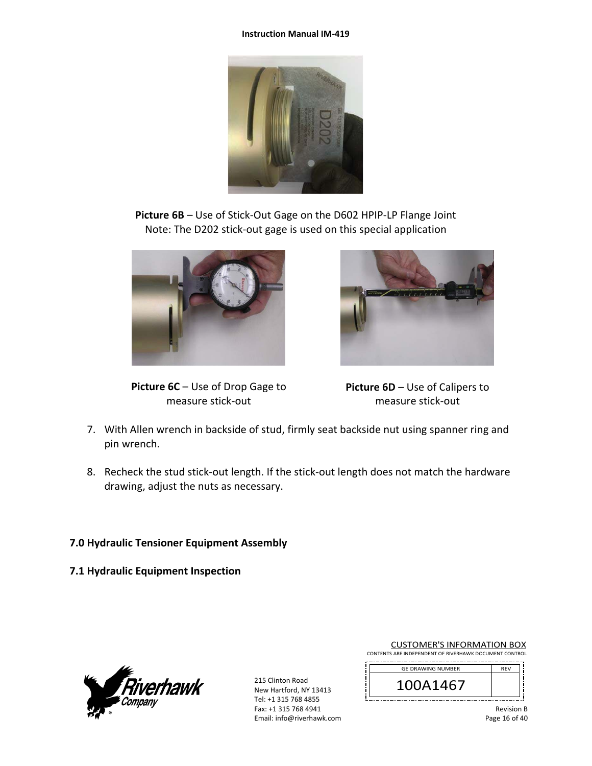**Picture 6B** – Use of Stick-Out Gage on the D602 HPIP-LP Flange Joint
Note: The D202 stick-out gage is used on this special application

**Picture 6C** – Use of Drop Gage to measure stick-out

**Picture 6D** – Use of Calipers to measure stick-out

7. With Allen wrench in backside of stud, firmly seat backside nut using spanner ring and pin wrench.

8. Recheck the stud stick-out length. If the stick-out length does not match the hardware drawing, adjust the nuts as necessary.

## 7.0 Hydraulic Tensioner Equipment Assembly

### 7.1 Hydraulic Equipment Inspection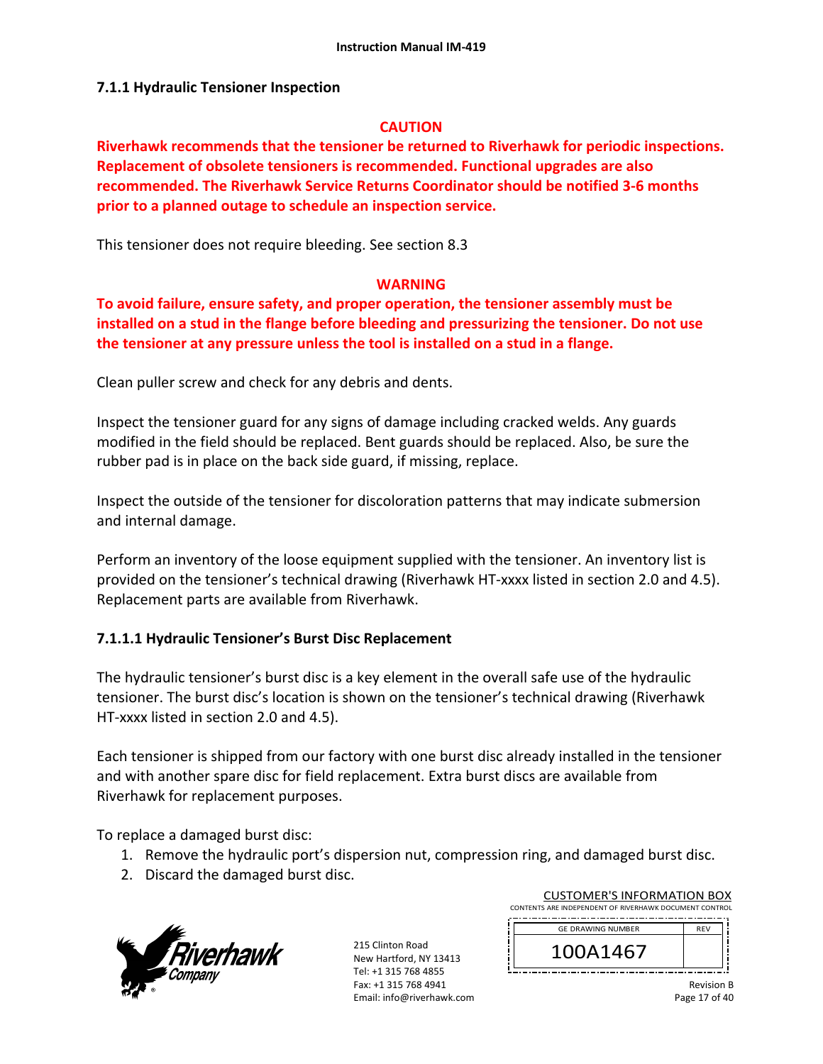### 7.1.1 Hydraulic Tensioner Inspection

**CAUTION**

**Riverhawk recommends that the tensioner be returned to Riverhawk for periodic inspections. Replacement of obsolete tensioners is recommended. Functional upgrades are also recommended. The Riverhawk Service Returns Coordinator should be notified 3-6 months prior to a planned outage to schedule an inspection service.**

This tensioner does not require bleeding. See section 8.3

**WARNING**

**To avoid failure, ensure safety, and proper operation, the tensioner assembly must be installed on a stud in the flange before bleeding and pressurizing the tensioner. Do not use the tensioner at any pressure unless the tool is installed on a stud in a flange.**

Clean puller screw and check for any debris and dents.

Inspect the tensioner guard for any signs of damage including cracked welds. Any guards modified in the field should be replaced. Bent guards should be replaced. Also, be sure the rubber pad is in place on the back side guard, if missing, replace.

Inspect the outside of the tensioner for discoloration patterns that may indicate submersion and internal damage.

Perform an inventory of the loose equipment supplied with the tensioner. An inventory list is provided on the tensioner's technical drawing (Riverhawk HT-xxxx listed in section 2.0 and 4.5). Replacement parts are available from Riverhawk.

#### 7.1.1.1 Hydraulic Tensioner's Burst Disc Replacement

The hydraulic tensioner's burst disc is a key element in the overall safe use of the hydraulic tensioner. The burst disc's location is shown on the tensioner's technical drawing (Riverhawk HT-xxxx listed in section 2.0 and 4.5).

Each tensioner is shipped from our factory with one burst disc already installed in the tensioner and with another spare disc for field replacement. Extra burst discs are available from Riverhawk for replacement purposes.

To replace a damaged burst disc:

1. Remove the hydraulic port's dispersion nut, compression ring, and damaged burst disc.
2. Discard the damaged burst disc.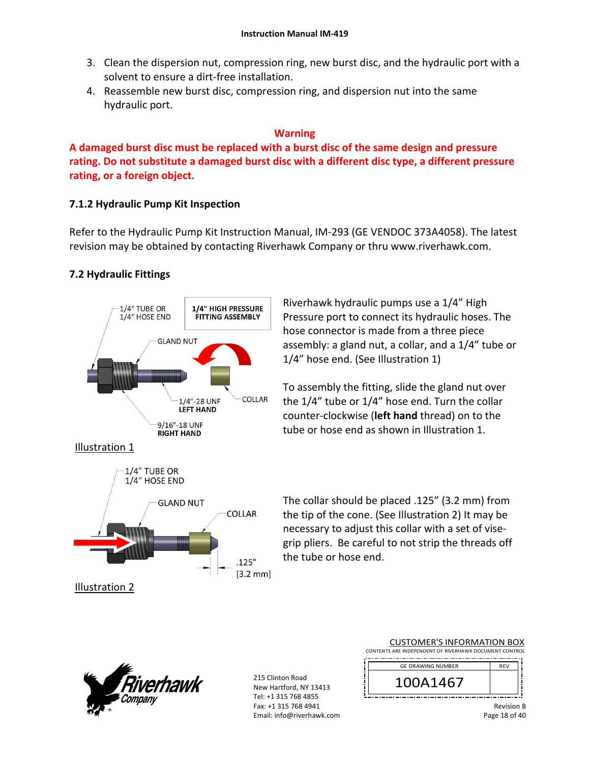3. Clean the dispersion nut, compression ring, new burst disc, and the hydraulic port with a solvent to ensure a dirt-free installation.
4. Reassemble new burst disc, compression ring, and dispersion nut into the same hydraulic port.

**Warning**

**A damaged burst disc must be replaced with a burst disc of the same design and pressure rating. Do not substitute a damaged burst disc with a different disc type, a different pressure rating, or a foreign object.**

### 7.1.2 Hydraulic Pump Kit Inspection

Refer to the Hydraulic Pump Kit Instruction Manual, IM-293 (GE VENDOC 373A4058). The latest revision may be obtained by contacting Riverhawk Company or thru www.riverhawk.com.

## 7.2 Hydraulic Fittings

1/4" TUBE OR 1/4" HOSE END

**1/4" HIGH PRESSURE FITTING ASSEMBLY**

GLAND NUT

COLLAR

1/4"-28 UNF **LEFT HAND**

9/16"-18 UNF **RIGHT HAND**

Illustration 1

Riverhawk hydraulic pumps use a 1/4" High Pressure port to connect its hydraulic hoses. The hose connector is made from a three piece assembly: a gland nut, a collar, and a 1/4" tube or 1/4" hose end. (See Illustration 1)

To assembly the fitting, slide the gland nut over the 1/4" tube or 1/4" hose end. Turn the collar counter-clockwise (**left hand** thread) on to the tube or hose end as shown in Illustration 1.

1/4" TUBE OR 1/4" HOSE END

GLAND NUT

COLLAR

.125" [3.2 mm]

Illustration 2

The collar should be placed .125" (3.2 mm) from the tip of the cone. (See Illustration 2) It may be necessary to adjust this collar with a set of vise-grip pliers. Be careful to not strip the threads off the tube or hose end.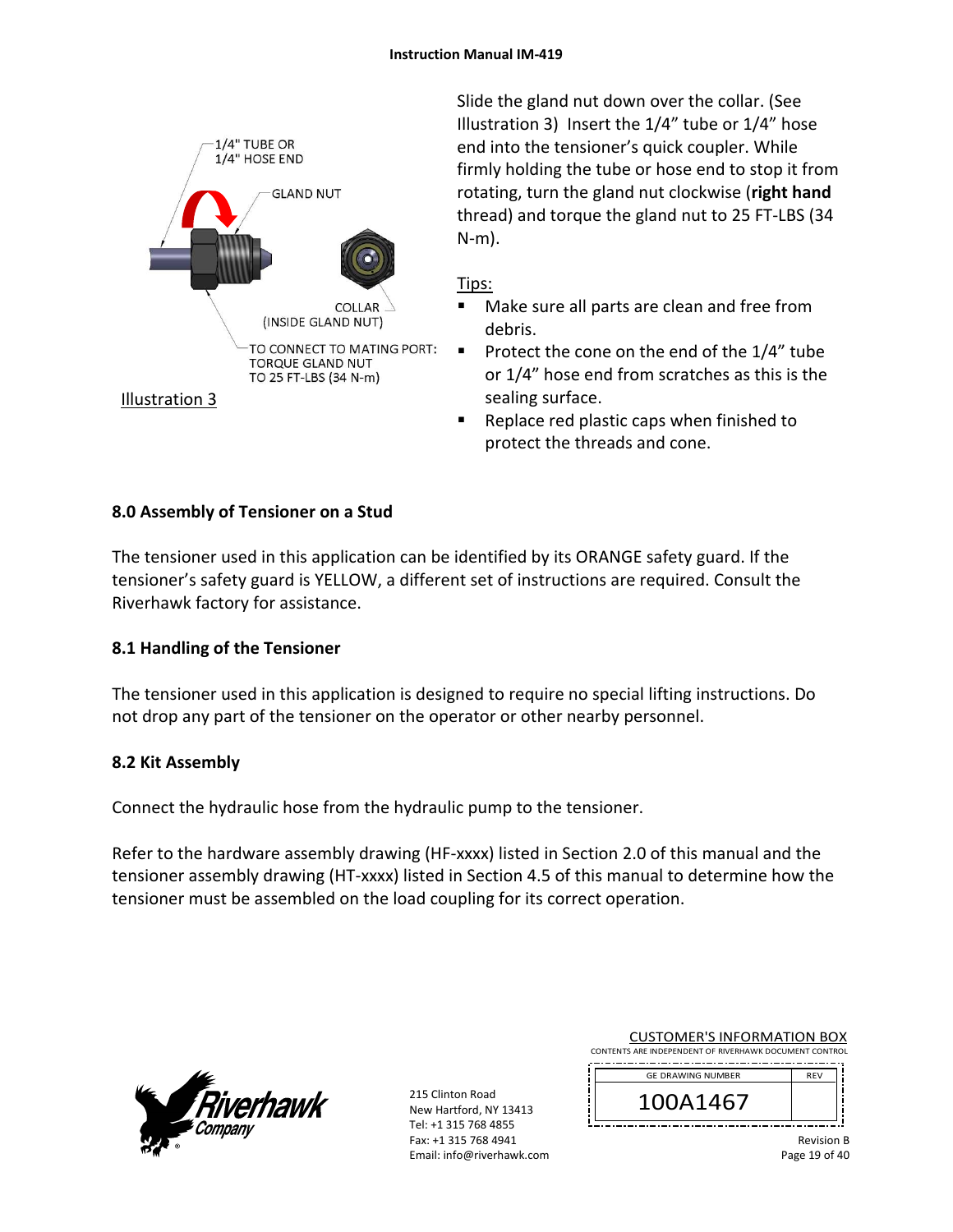1/4" TUBE OR
1/4" HOSE END

GLAND NUT

COLLAR
(INSIDE GLAND NUT)

TO CONNECT TO MATING PORT:
TORQUE GLAND NUT
TO 25 FT-LBS (34 N-m)

Illustration 3

Slide the gland nut down over the collar. (See Illustration 3) Insert the 1/4" tube or 1/4" hose end into the tensioner's quick coupler. While firmly holding the tube or hose end to stop it from rotating, turn the gland nut clockwise (**right hand** thread) and torque the gland nut to 25 FT-LBS (34 N-m).

Tips:

- Make sure all parts are clean and free from debris.
- Protect the cone on the end of the 1/4" tube or 1/4" hose end from scratches as this is the sealing surface.
- Replace red plastic caps when finished to protect the threads and cone.

## 8.0 Assembly of Tensioner on a Stud

The tensioner used in this application can be identified by its ORANGE safety guard. If the tensioner's safety guard is YELLOW, a different set of instructions are required. Consult the Riverhawk factory for assistance.

### 8.1 Handling of the Tensioner

The tensioner used in this application is designed to require no special lifting instructions. Do not drop any part of the tensioner on the operator or other nearby personnel.

### 8.2 Kit Assembly

Connect the hydraulic hose from the hydraulic pump to the tensioner.

Refer to the hardware assembly drawing (HF-xxxx) listed in Section 2.0 of this manual and the tensioner assembly drawing (HT-xxxx) listed in Section 4.5 of this manual to determine how the tensioner must be assembled on the load coupling for its correct operation.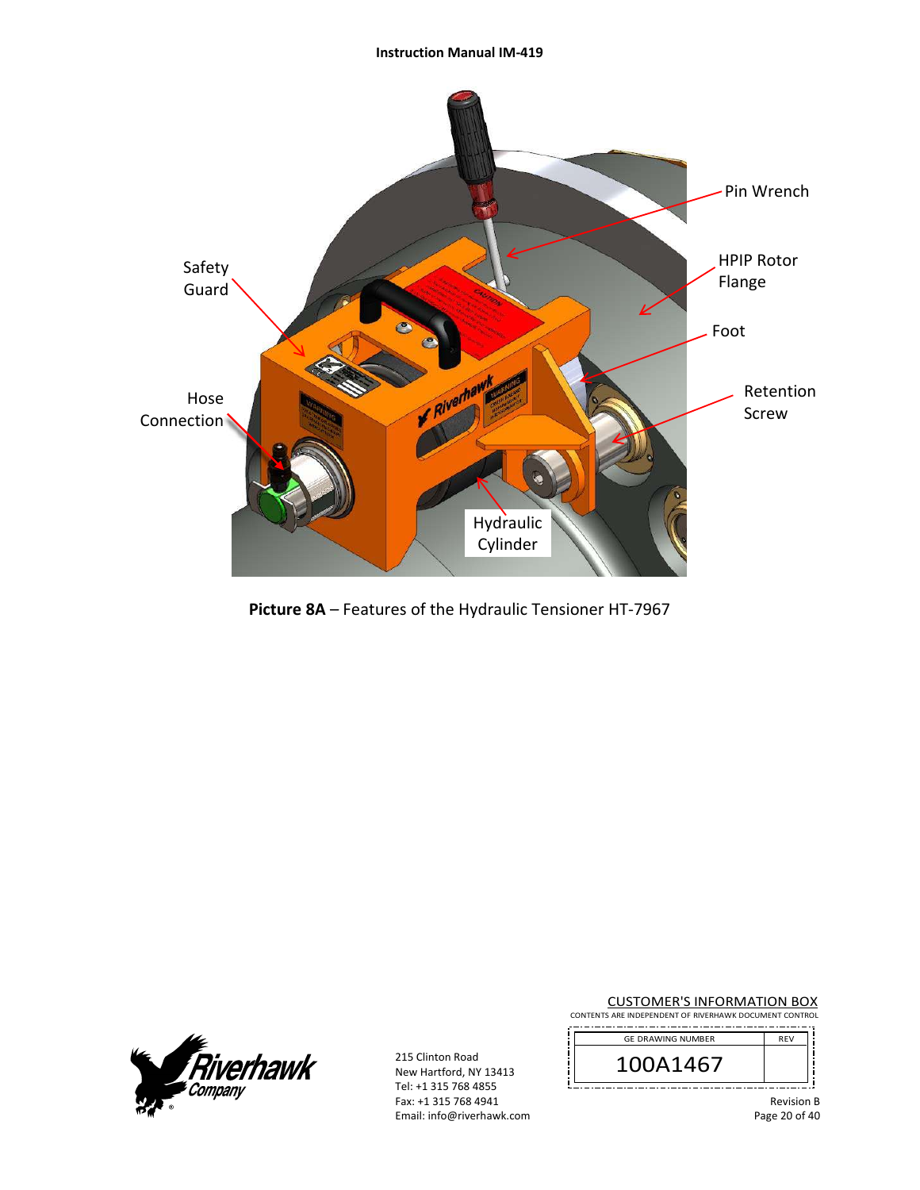Pin Wrench

HPIP Rotor Flange

Foot

Retention Screw

Safety Guard

Hose Connection

Hydraulic Cylinder

**Picture 8A** – Features of the Hydraulic Tensioner HT-7967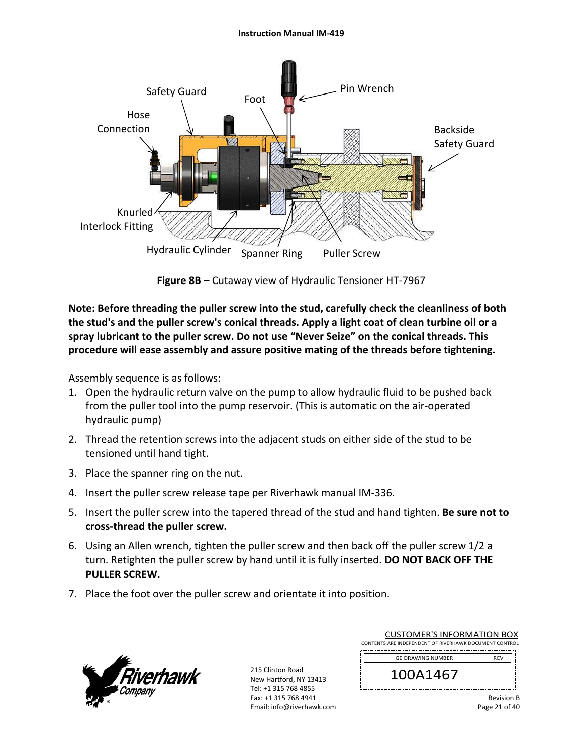**Figure 8B** – Cutaway view of Hydraulic Tensioner HT-7967

**Note: Before threading the puller screw into the stud, carefully check the cleanliness of both the stud's and the puller screw's conical threads. Apply a light coat of clean turbine oil or a spray lubricant to the puller screw. Do not use "Never Seize" on the conical threads. This procedure will ease assembly and assure positive mating of the threads before tightening.**

Assembly sequence is as follows:

1. Open the hydraulic return valve on the pump to allow hydraulic fluid to be pushed back from the puller tool into the pump reservoir. (This is automatic on the air-operated hydraulic pump)
2. Thread the retention screws into the adjacent studs on either side of the stud to be tensioned until hand tight.
3. Place the spanner ring on the nut.
4. Insert the puller screw release tape per Riverhawk manual IM-336.
5. Insert the puller screw into the tapered thread of the stud and hand tighten. **Be sure not to cross-thread the puller screw.**
6. Using an Allen wrench, tighten the puller screw and then back off the puller screw 1/2 a turn. Retighten the puller screw by hand until it is fully inserted. **DO NOT BACK OFF THE PULLER SCREW.**
7. Place the foot over the puller screw and orientate it into position.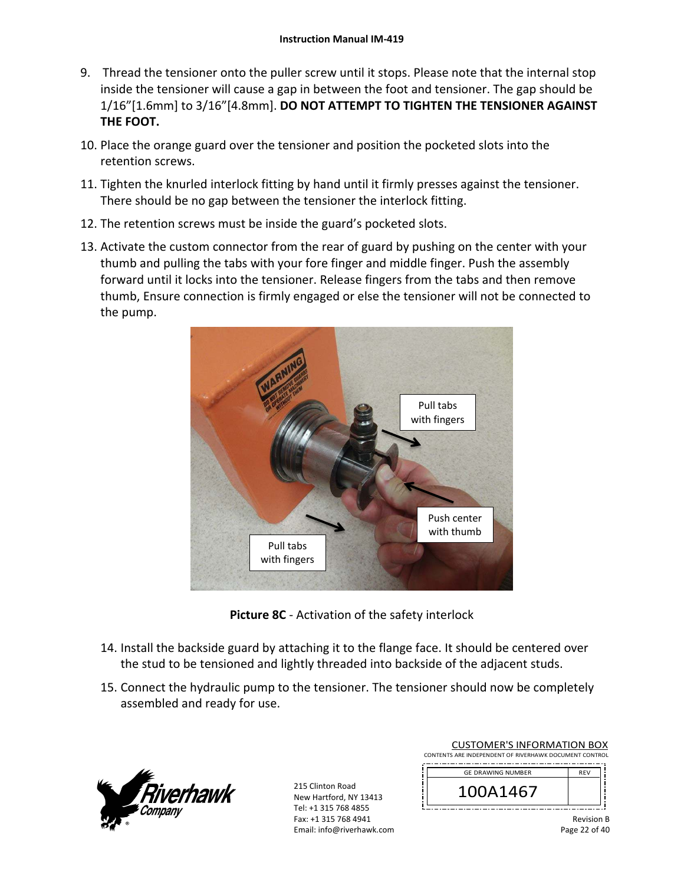9. Thread the tensioner onto the puller screw until it stops. Please note that the internal stop inside the tensioner will cause a gap in between the foot and tensioner. The gap should be 1/16"[1.6mm] to 3/16"[4.8mm]. **DO NOT ATTEMPT TO TIGHTEN THE TENSIONER AGAINST THE FOOT.**
10. Place the orange guard over the tensioner and position the pocketed slots into the retention screws.
11. Tighten the knurled interlock fitting by hand until it firmly presses against the tensioner. There should be no gap between the tensioner the interlock fitting.
12. The retention screws must be inside the guard's pocketed slots.
13. Activate the custom connector from the rear of guard by pushing on the center with your thumb and pulling the tabs with your fore finger and middle finger. Push the assembly forward until it locks into the tensioner. Release fingers from the tabs and then remove thumb, Ensure connection is firmly engaged or else the tensioner will not be connected to the pump.

**Picture 8C** - Activation of the safety interlock

14. Install the backside guard by attaching it to the flange face. It should be centered over the stud to be tensioned and lightly threaded into backside of the adjacent studs.
15. Connect the hydraulic pump to the tensioner. The tensioner should now be completely assembled and ready for use.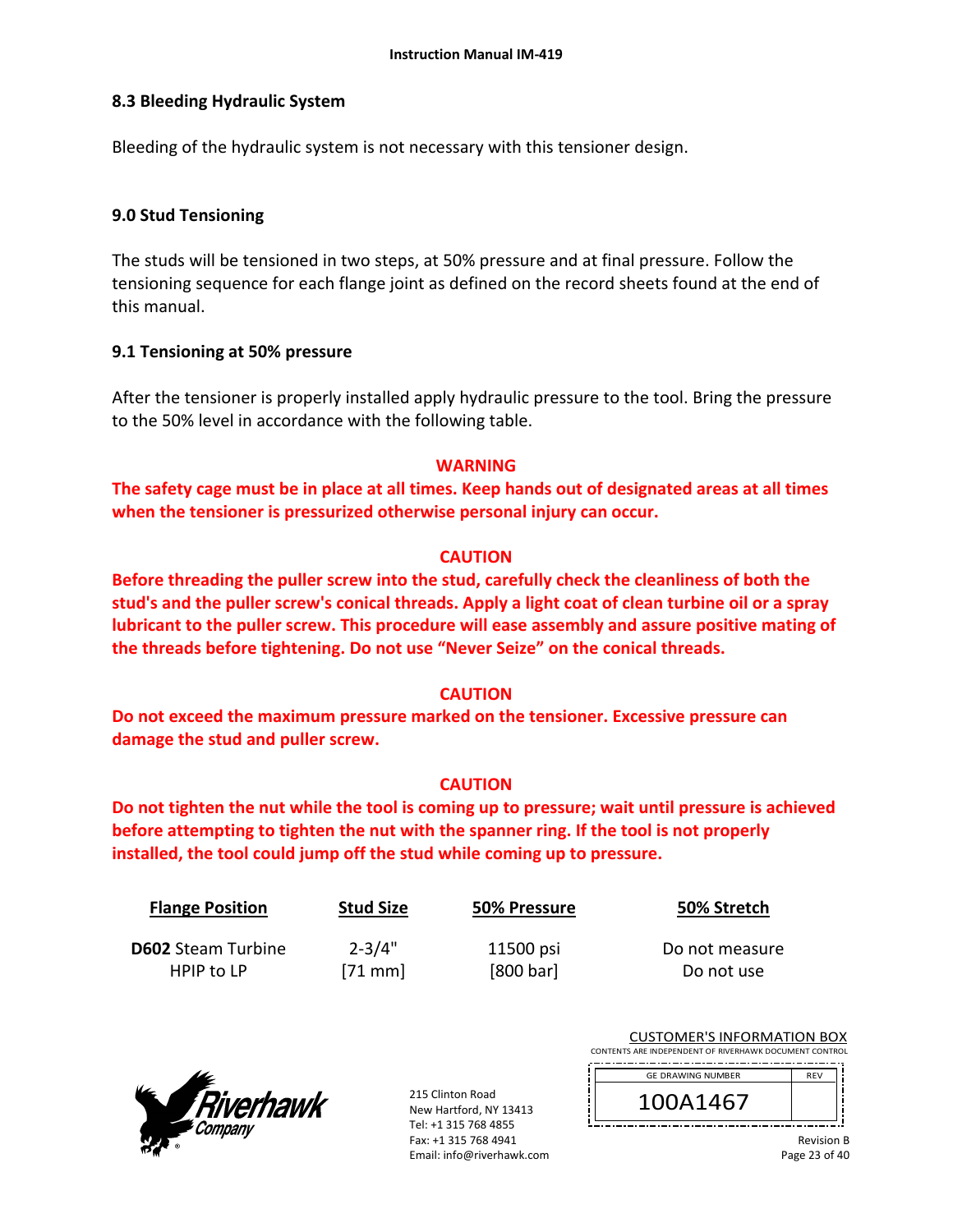### 8.3 Bleeding Hydraulic System

Bleeding of the hydraulic system is not necessary with this tensioner design.

## 9.0 Stud Tensioning

The studs will be tensioned in two steps, at 50% pressure and at final pressure. Follow the tensioning sequence for each flange joint as defined on the record sheets found at the end of this manual.

### 9.1 Tensioning at 50% pressure

After the tensioner is properly installed apply hydraulic pressure to the tool. Bring the pressure to the 50% level in accordance with the following table.

**WARNING**

**The safety cage must be in place at all times. Keep hands out of designated areas at all times when the tensioner is pressurized otherwise personal injury can occur.**

**CAUTION**

**Before threading the puller screw into the stud, carefully check the cleanliness of both the stud's and the puller screw's conical threads. Apply a light coat of clean turbine oil or a spray lubricant to the puller screw. This procedure will ease assembly and assure positive mating of the threads before tightening. Do not use "Never Seize" on the conical threads.**

**CAUTION**

**Do not exceed the maximum pressure marked on the tensioner. Excessive pressure can damage the stud and puller screw.**

**CAUTION**

**Do not tighten the nut while the tool is coming up to pressure; wait until pressure is achieved before attempting to tighten the nut with the spanner ring. If the tool is not properly installed, the tool could jump off the stud while coming up to pressure.**

| Flange Position | Stud Size | 50% Pressure | 50% Stretch |
|---|---|---|---|
| **D602** Steam Turbine HPIP to LP | 2-3/4" [71 mm] | 11500 psi [800 bar] | Do not measure Do not use |

CUSTOMER'S INFORMATION BOX
CONTENTS ARE INDEPENDENT OF RIVERHAWK DOCUMENT CONTROL

| GE DRAWING NUMBER | REV |
|---|---|
| 100A1467 | |

215 Clinton Road
New Hartford, NY 13413
Tel: +1 315 768 4855
Fax: +1 315 768 4941
Email: info@riverhawk.com

Revision B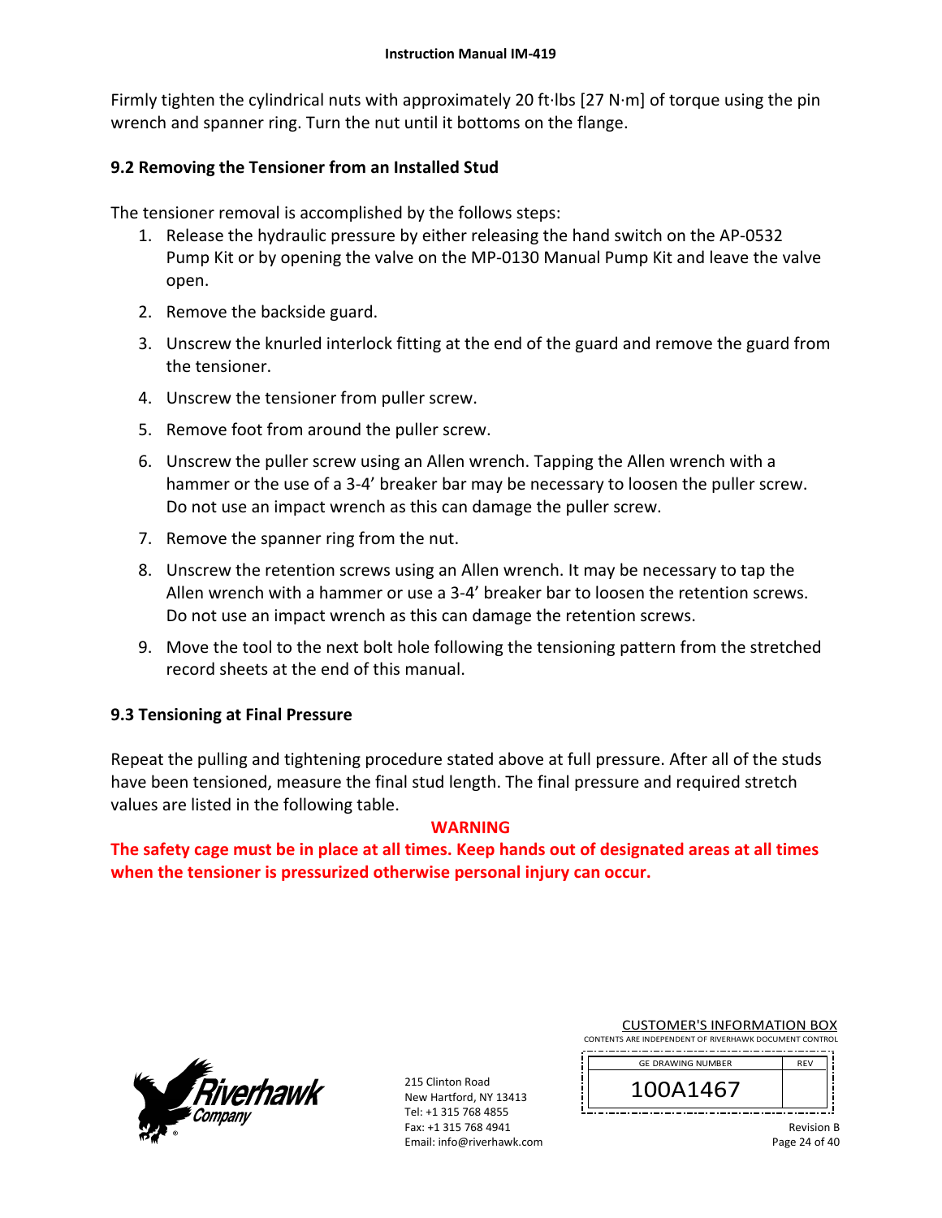Firmly tighten the cylindrical nuts with approximately 20 ft·lbs [27 N·m] of torque using the pin wrench and spanner ring. Turn the nut until it bottoms on the flange.

### 9.2 Removing the Tensioner from an Installed Stud

The tensioner removal is accomplished by the follows steps:

1. Release the hydraulic pressure by either releasing the hand switch on the AP-0532 Pump Kit or by opening the valve on the MP-0130 Manual Pump Kit and leave the valve open.
2. Remove the backside guard.
3. Unscrew the knurled interlock fitting at the end of the guard and remove the guard from the tensioner.
4. Unscrew the tensioner from puller screw.
5. Remove foot from around the puller screw.
6. Unscrew the puller screw using an Allen wrench. Tapping the Allen wrench with a hammer or the use of a 3-4' breaker bar may be necessary to loosen the puller screw. Do not use an impact wrench as this can damage the puller screw.
7. Remove the spanner ring from the nut.
8. Unscrew the retention screws using an Allen wrench. It may be necessary to tap the Allen wrench with a hammer or use a 3-4' breaker bar to loosen the retention screws. Do not use an impact wrench as this can damage the retention screws.
9. Move the tool to the next bolt hole following the tensioning pattern from the stretched record sheets at the end of this manual.

### 9.3 Tensioning at Final Pressure

Repeat the pulling and tightening procedure stated above at full pressure. After all of the studs have been tensioned, measure the final stud length. The final pressure and required stretch values are listed in the following table.

**WARNING**

**The safety cage must be in place at all times. Keep hands out of designated areas at all times when the tensioner is pressurized otherwise personal injury can occur.**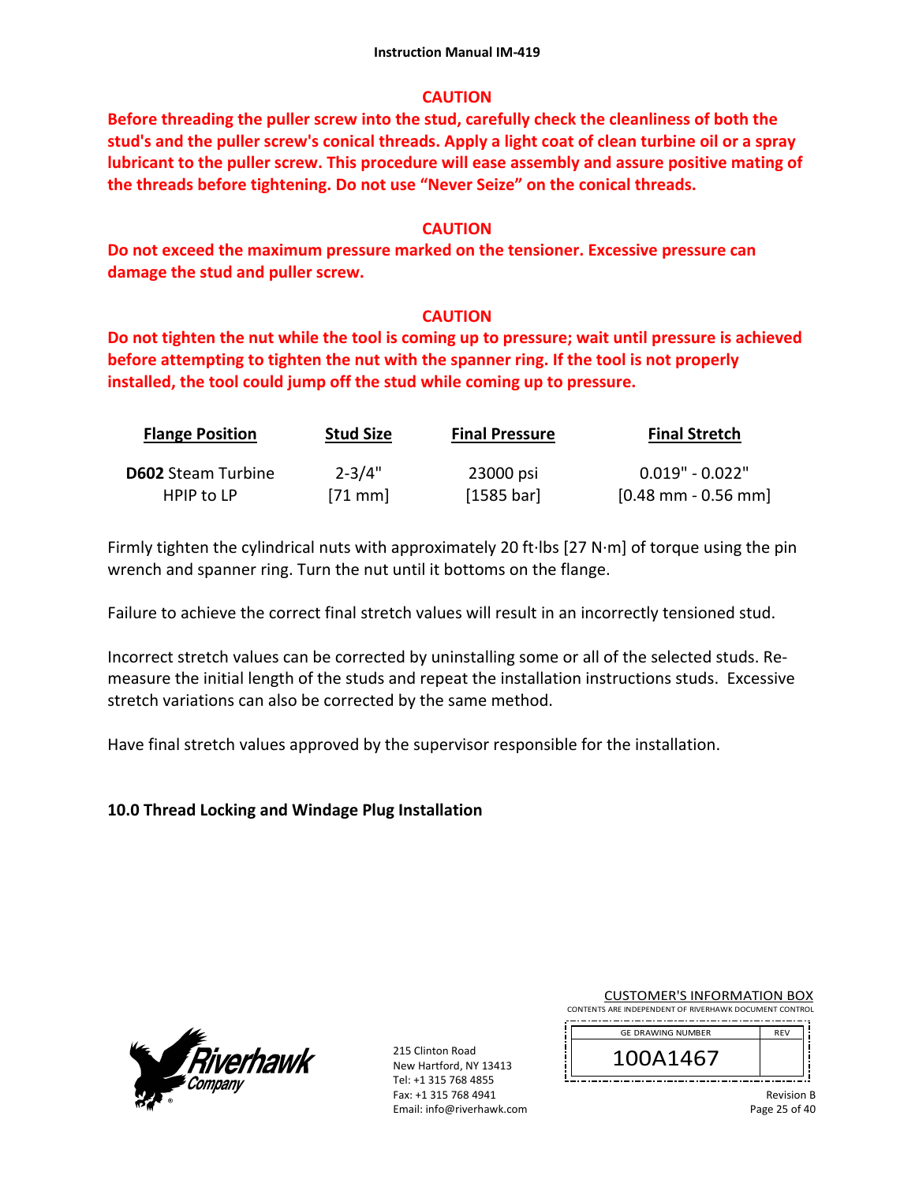**CAUTION**

**Before threading the puller screw into the stud, carefully check the cleanliness of both the stud's and the puller screw's conical threads. Apply a light coat of clean turbine oil or a spray lubricant to the puller screw. This procedure will ease assembly and assure positive mating of the threads before tightening. Do not use "Never Seize" on the conical threads.**

**CAUTION**

**Do not exceed the maximum pressure marked on the tensioner. Excessive pressure can damage the stud and puller screw.**

**CAUTION**

**Do not tighten the nut while the tool is coming up to pressure; wait until pressure is achieved before attempting to tighten the nut with the spanner ring. If the tool is not properly installed, the tool could jump off the stud while coming up to pressure.**

| Flange Position | Stud Size | Final Pressure | Final Stretch |
|---|---|---|---|
| **D602** Steam Turbine HPIP to LP | 2-3/4" [71 mm] | 23000 psi [1585 bar] | 0.019" - 0.022" [0.48 mm - 0.56 mm] |

Firmly tighten the cylindrical nuts with approximately 20 ft·lbs [27 N·m] of torque using the pin wrench and spanner ring. Turn the nut until it bottoms on the flange.

Failure to achieve the correct final stretch values will result in an incorrectly tensioned stud.

Incorrect stretch values can be corrected by uninstalling some or all of the selected studs. Re-measure the initial length of the studs and repeat the installation instructions studs. Excessive stretch variations can also be corrected by the same method.

Have final stretch values approved by the supervisor responsible for the installation.

## 10.0 Thread Locking and Windage Plug Installation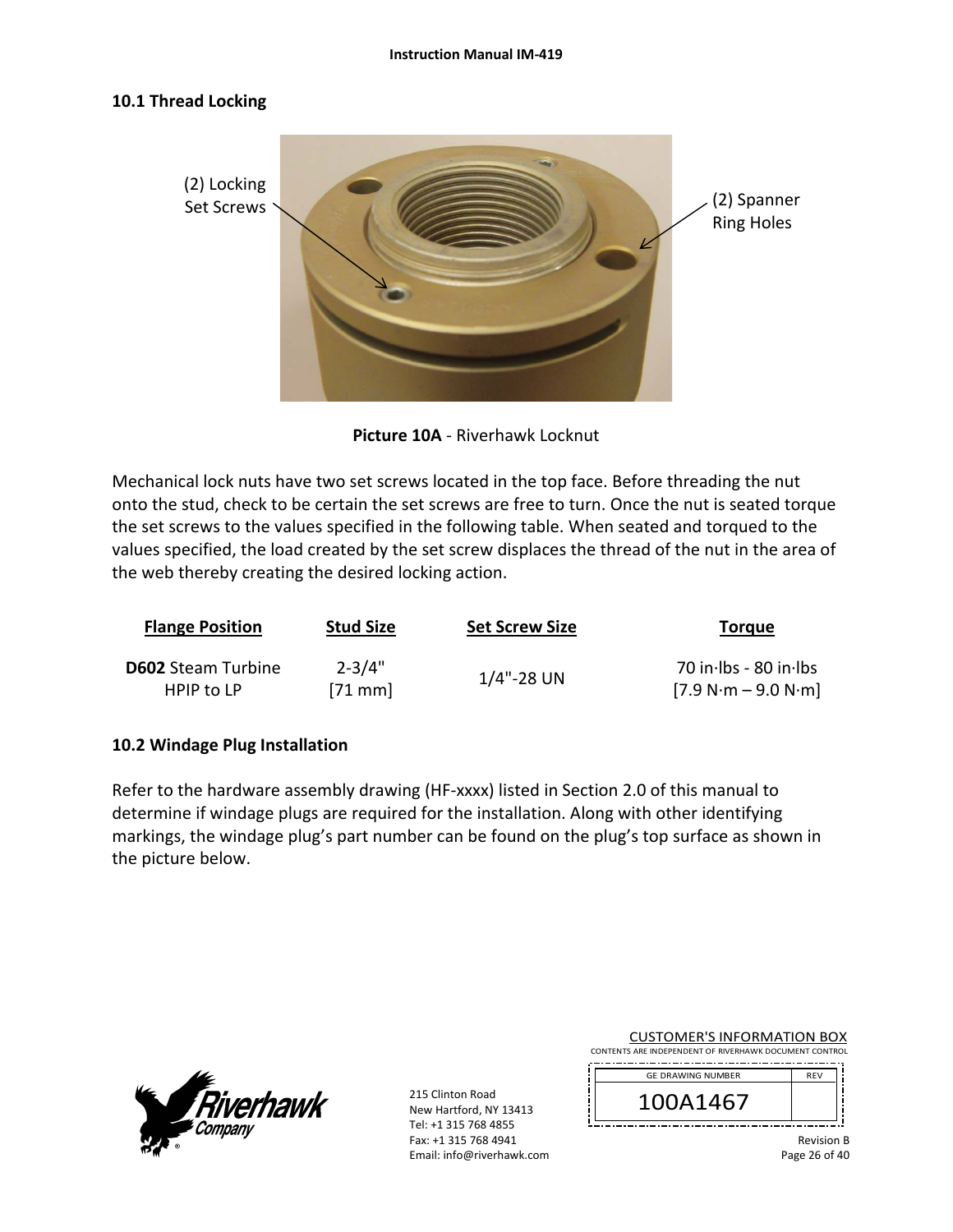## 10.1 Thread Locking

(2) Locking Set Screws

(2) Spanner Ring Holes

**Picture 10A** - Riverhawk Locknut

Mechanical lock nuts have two set screws located in the top face. Before threading the nut onto the stud, check to be certain the set screws are free to turn. Once the nut is seated torque the set screws to the values specified in the following table. When seated and torqued to the values specified, the load created by the set screw displaces the thread of the nut in the area of the web thereby creating the desired locking action.

| Flange Position | Stud Size | Set Screw Size | Torque |
|---|---|---|---|
| **D602** Steam Turbine HPIP to LP | 2-3/4" [71 mm] | 1/4"-28 UN | 70 in·lbs - 80 in·lbs [7.9 N·m – 9.0 N·m] |

## 10.2 Windage Plug Installation

Refer to the hardware assembly drawing (HF-xxxx) listed in Section 2.0 of this manual to determine if windage plugs are required for the installation. Along with other identifying markings, the windage plug's part number can be found on the plug's top surface as shown in the picture below.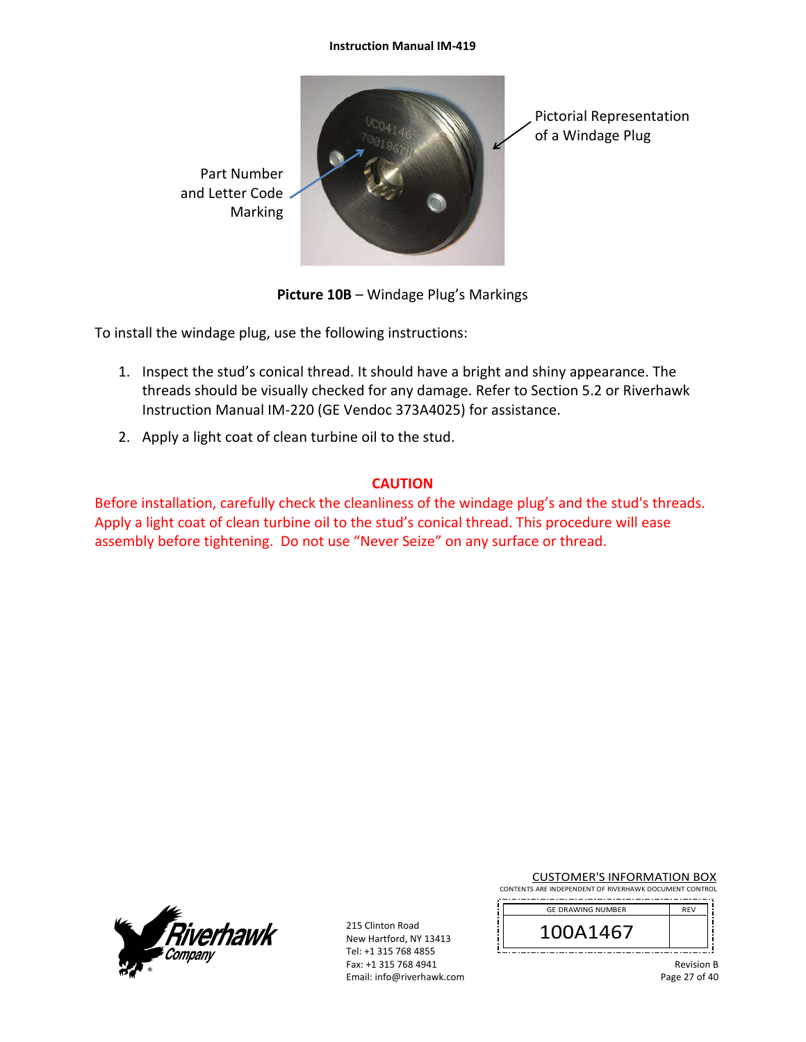Part Number and Letter Code Marking

Pictorial Representation of a Windage Plug

**Picture 10B** – Windage Plug's Markings

To install the windage plug, use the following instructions:

1. Inspect the stud's conical thread. It should have a bright and shiny appearance. The threads should be visually checked for any damage. Refer to Section 5.2 or Riverhawk Instruction Manual IM-220 (GE Vendoc 373A4025) for assistance.
2. Apply a light coat of clean turbine oil to the stud.

**CAUTION**

Before installation, carefully check the cleanliness of the windage plug's and the stud's threads. Apply a light coat of clean turbine oil to the stud's conical thread. This procedure will ease assembly before tightening. Do not use "Never Seize" on any surface or thread.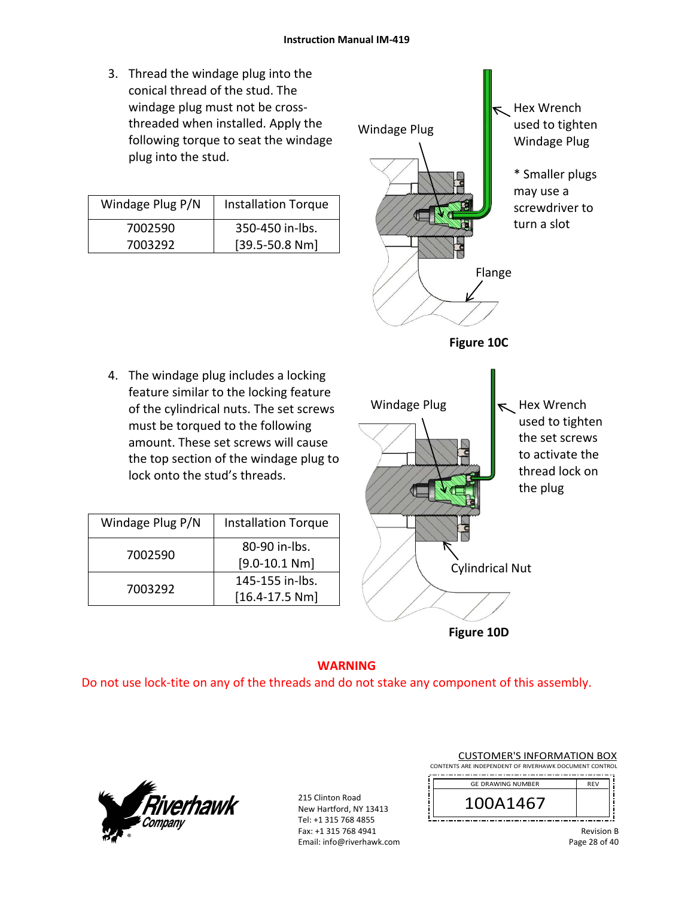3. Thread the windage plug into the conical thread of the stud. The windage plug must not be cross-threaded when installed. Apply the following torque to seat the windage plug into the stud.

| Windage Plug P/N | Installation Torque |
|---|---|
| 7002590<br>7003292 | 350-450 in-lbs.<br>[39.5-50.8 Nm] |

Windage Plug

Hex Wrench used to tighten Windage Plug

* Smaller plugs may use a screwdriver to turn a slot

Flange

**Figure 10C**

4. The windage plug includes a locking feature similar to the locking feature of the cylindrical nuts. The set screws must be torqued to the following amount. These set screws will cause the top section of the windage plug to lock onto the stud's threads.

| Windage Plug P/N | Installation Torque |
|---|---|
| 7002590 | 80-90 in-lbs.<br>[9.0-10.1 Nm] |
| 7003292 | 145-155 in-lbs.<br>[16.4-17.5 Nm] |

Windage Plug

Hex Wrench used to tighten the set screws to activate the thread lock on the plug

Cylindrical Nut

**Figure 10D**

**WARNING**

Do not use lock-tite on any of the threads and do not stake any component of this assembly.

215 Clinton Road
New Hartford, NY 13413
Tel: +1 315 768 4855
Fax: +1 315 768 4941
Email: info@riverhawk.com

CUSTOMER'S INFORMATION BOX
CONTENTS ARE INDEPENDENT OF RIVERHAWK DOCUMENT CONTROL

| GE DRAWING NUMBER | REV |
|---|---|
| 100A1467 | |

Revision B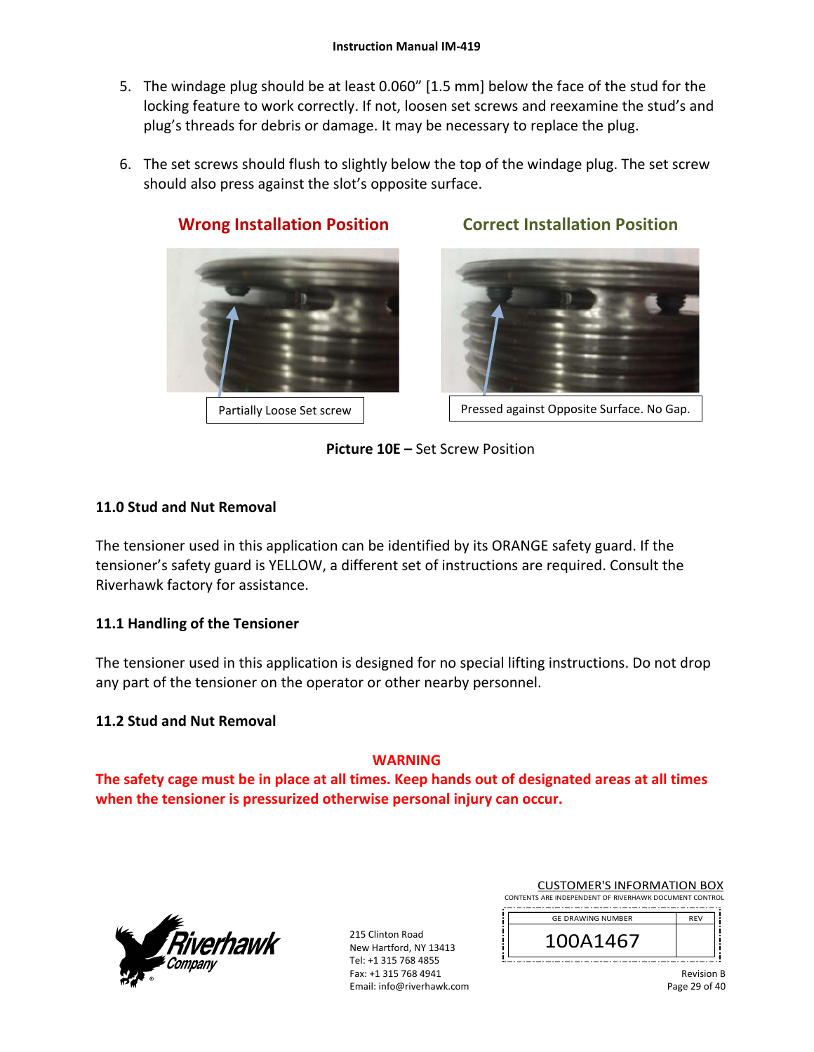5. The windage plug should be at least 0.060" [1.5 mm] below the face of the stud for the locking feature to work correctly. If not, loosen set screws and reexamine the stud's and plug's threads for debris or damage. It may be necessary to replace the plug.

6. The set screws should flush to slightly below the top of the windage plug. The set screw should also press against the slot's opposite surface.

**Wrong Installation Position** — Partially Loose Set screw

**Correct Installation Position** — Pressed against Opposite Surface. No Gap.

**Picture 10E –** Set Screw Position

### 11.0 Stud and Nut Removal

The tensioner used in this application can be identified by its ORANGE safety guard. If the tensioner's safety guard is YELLOW, a different set of instructions are required. Consult the Riverhawk factory for assistance.

### 11.1 Handling of the Tensioner

The tensioner used in this application is designed for no special lifting instructions. Do not drop any part of the tensioner on the operator or other nearby personnel.

### 11.2 Stud and Nut Removal

**WARNING**

**The safety cage must be in place at all times. Keep hands out of designated areas at all times when the tensioner is pressurized otherwise personal injury can occur.**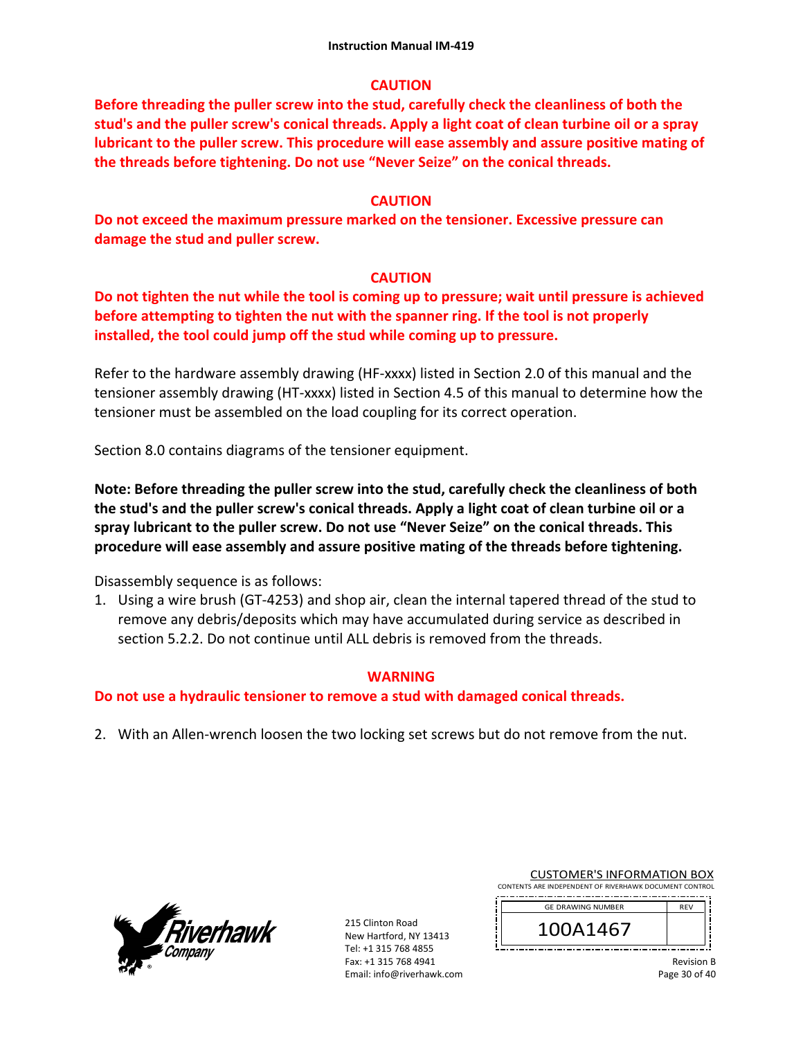**CAUTION**

**Before threading the puller screw into the stud, carefully check the cleanliness of both the stud's and the puller screw's conical threads. Apply a light coat of clean turbine oil or a spray lubricant to the puller screw. This procedure will ease assembly and assure positive mating of the threads before tightening. Do not use "Never Seize" on the conical threads.**

**CAUTION**

**Do not exceed the maximum pressure marked on the tensioner. Excessive pressure can damage the stud and puller screw.**

**CAUTION**

**Do not tighten the nut while the tool is coming up to pressure; wait until pressure is achieved before attempting to tighten the nut with the spanner ring. If the tool is not properly installed, the tool could jump off the stud while coming up to pressure.**

Refer to the hardware assembly drawing (HF-xxxx) listed in Section 2.0 of this manual and the tensioner assembly drawing (HT-xxxx) listed in Section 4.5 of this manual to determine how the tensioner must be assembled on the load coupling for its correct operation.

Section 8.0 contains diagrams of the tensioner equipment.

**Note: Before threading the puller screw into the stud, carefully check the cleanliness of both the stud's and the puller screw's conical threads. Apply a light coat of clean turbine oil or a spray lubricant to the puller screw. Do not use "Never Seize" on the conical threads. This procedure will ease assembly and assure positive mating of the threads before tightening.**

Disassembly sequence is as follows:

1. Using a wire brush (GT-4253) and shop air, clean the internal tapered thread of the stud to remove any debris/deposits which may have accumulated during service as described in section 5.2.2. Do not continue until ALL debris is removed from the threads.

**WARNING**

**Do not use a hydraulic tensioner to remove a stud with damaged conical threads.**

2. With an Allen-wrench loosen the two locking set screws but do not remove from the nut.

215 Clinton Road
New Hartford, NY 13413
Tel: +1 315 768 4855
Fax: +1 315 768 4941
Email: info@riverhawk.com

CUSTOMER'S INFORMATION BOX
CONTENTS ARE INDEPENDENT OF RIVERHAWK DOCUMENT CONTROL

| GE DRAWING NUMBER | REV |
| --- | --- |
| 100A1467 | |

Revision B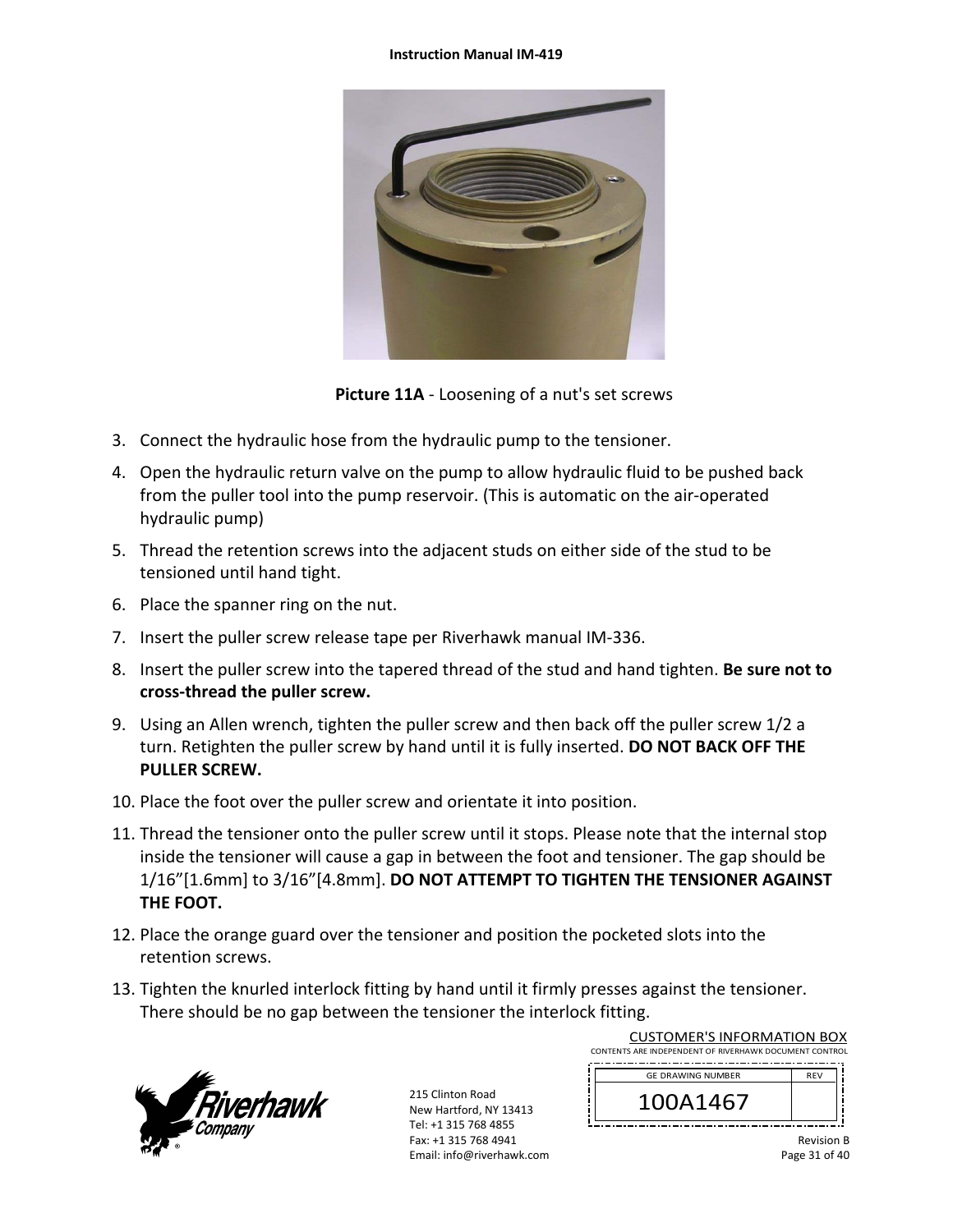**Picture 11A** - Loosening of a nut's set screws

3. Connect the hydraulic hose from the hydraulic pump to the tensioner.
4. Open the hydraulic return valve on the pump to allow hydraulic fluid to be pushed back from the puller tool into the pump reservoir. (This is automatic on the air-operated hydraulic pump)
5. Thread the retention screws into the adjacent studs on either side of the stud to be tensioned until hand tight.
6. Place the spanner ring on the nut.
7. Insert the puller screw release tape per Riverhawk manual IM-336.
8. Insert the puller screw into the tapered thread of the stud and hand tighten. **Be sure not to cross-thread the puller screw.**
9. Using an Allen wrench, tighten the puller screw and then back off the puller screw 1/2 a turn. Retighten the puller screw by hand until it is fully inserted. **DO NOT BACK OFF THE PULLER SCREW.**
10. Place the foot over the puller screw and orientate it into position.
11. Thread the tensioner onto the puller screw until it stops. Please note that the internal stop inside the tensioner will cause a gap in between the foot and tensioner. The gap should be 1/16”[1.6mm] to 3/16”[4.8mm]. **DO NOT ATTEMPT TO TIGHTEN THE TENSIONER AGAINST THE FOOT.**
12. Place the orange guard over the tensioner and position the pocketed slots into the retention screws.
13. Tighten the knurled interlock fitting by hand until it firmly presses against the tensioner. There should be no gap between the tensioner the interlock fitting.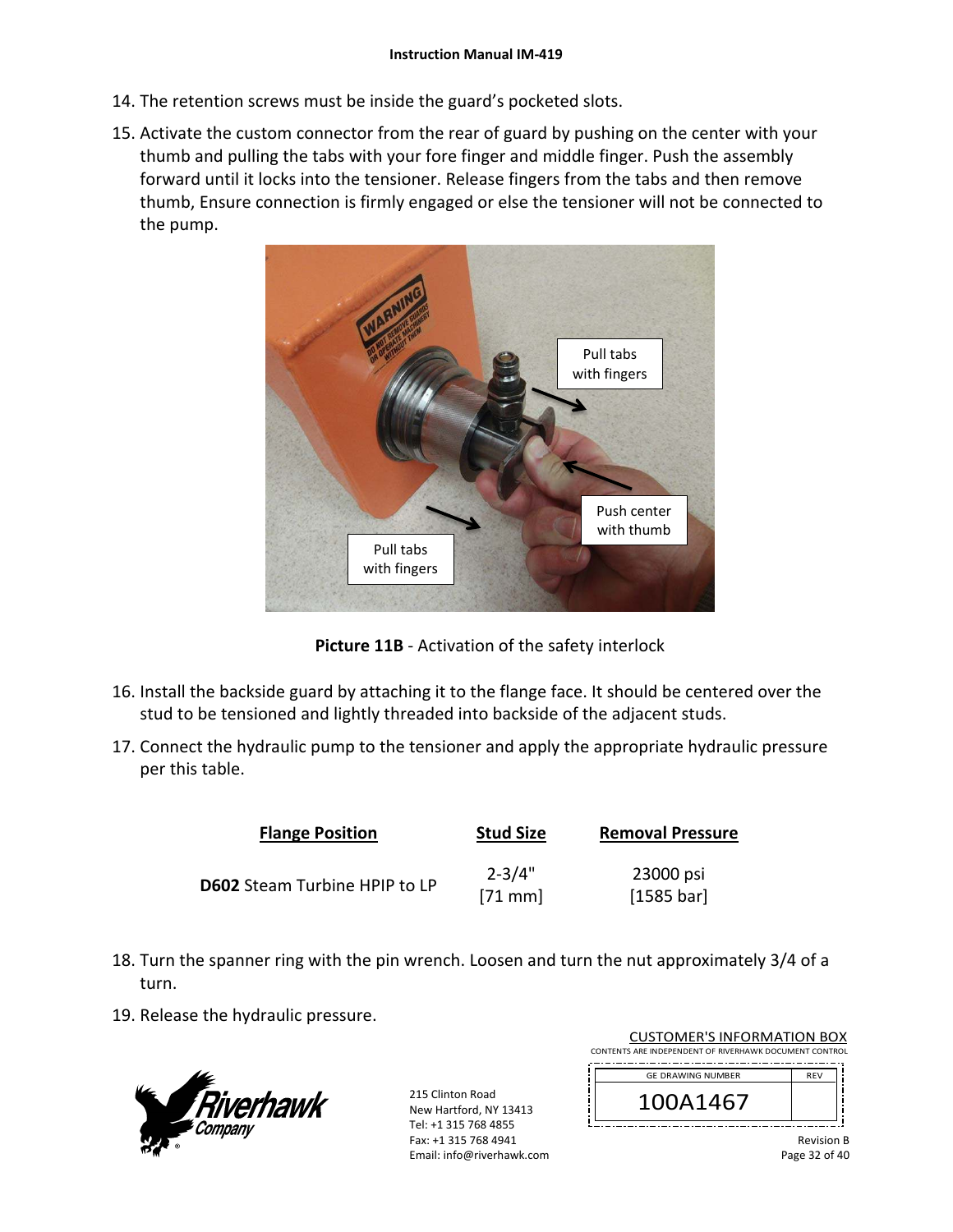14. The retention screws must be inside the guard's pocketed slots.
15. Activate the custom connector from the rear of guard by pushing on the center with your thumb and pulling the tabs with your fore finger and middle finger. Push the assembly forward until it locks into the tensioner. Release fingers from the tabs and then remove thumb, Ensure connection is firmly engaged or else the tensioner will not be connected to the pump.

**Picture 11B** - Activation of the safety interlock

16. Install the backside guard by attaching it to the flange face. It should be centered over the stud to be tensioned and lightly threaded into backside of the adjacent studs.
17. Connect the hydraulic pump to the tensioner and apply the appropriate hydraulic pressure per this table.

| Flange Position | Stud Size | Removal Pressure |
|---|---|---|
| **D602** Steam Turbine HPIP to LP | 2-3/4" [71 mm] | 23000 psi [1585 bar] |

18. Turn the spanner ring with the pin wrench. Loosen and turn the nut approximately 3/4 of a turn.
19. Release the hydraulic pressure.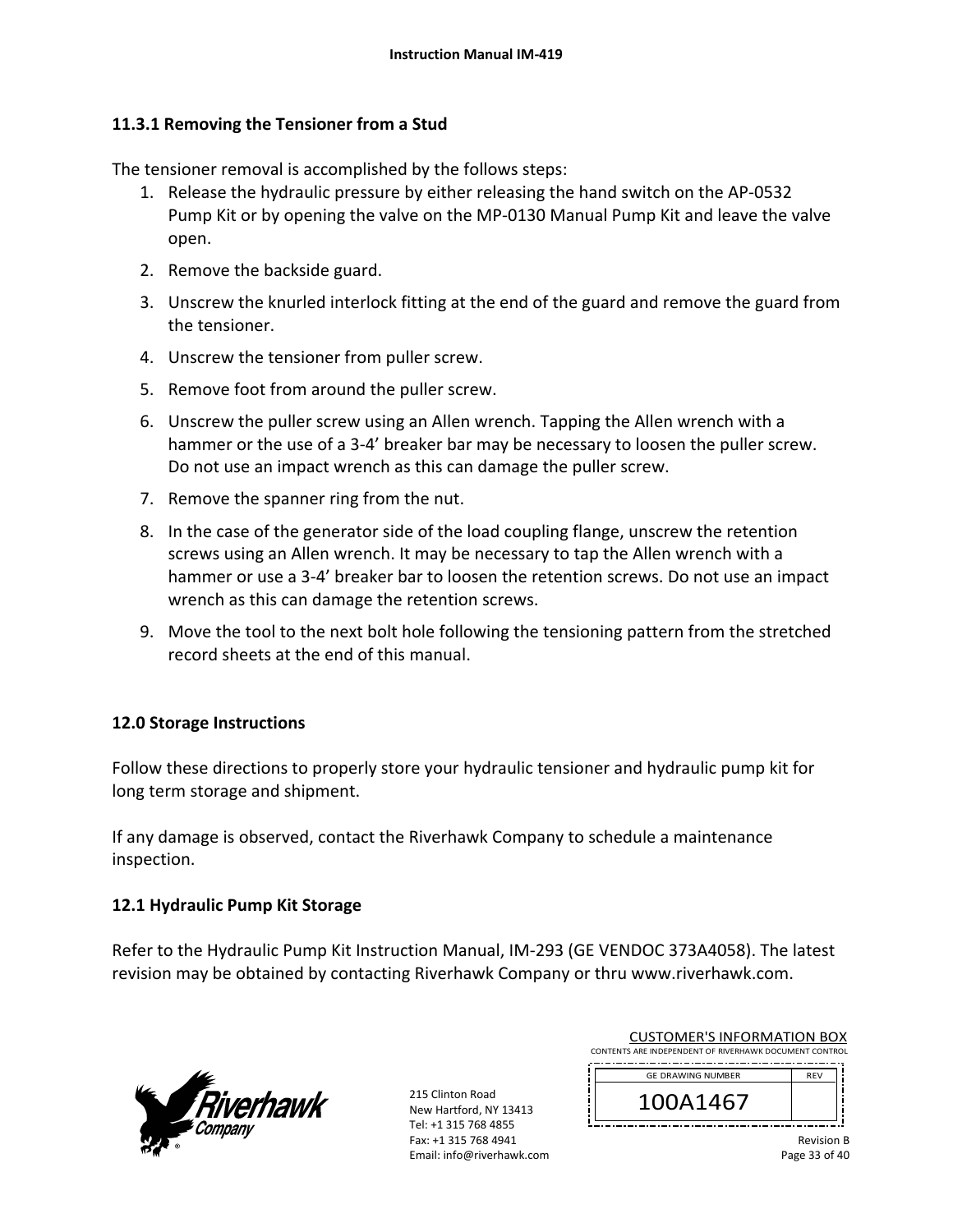### 11.3.1 Removing the Tensioner from a Stud

The tensioner removal is accomplished by the follows steps:

1. Release the hydraulic pressure by either releasing the hand switch on the AP-0532 Pump Kit or by opening the valve on the MP-0130 Manual Pump Kit and leave the valve open.
2. Remove the backside guard.
3. Unscrew the knurled interlock fitting at the end of the guard and remove the guard from the tensioner.
4. Unscrew the tensioner from puller screw.
5. Remove foot from around the puller screw.
6. Unscrew the puller screw using an Allen wrench. Tapping the Allen wrench with a hammer or the use of a 3-4' breaker bar may be necessary to loosen the puller screw. Do not use an impact wrench as this can damage the puller screw.
7. Remove the spanner ring from the nut.
8. In the case of the generator side of the load coupling flange, unscrew the retention screws using an Allen wrench. It may be necessary to tap the Allen wrench with a hammer or use a 3-4' breaker bar to loosen the retention screws. Do not use an impact wrench as this can damage the retention screws.
9. Move the tool to the next bolt hole following the tensioning pattern from the stretched record sheets at the end of this manual.

## 12.0 Storage Instructions

Follow these directions to properly store your hydraulic tensioner and hydraulic pump kit for long term storage and shipment.

If any damage is observed, contact the Riverhawk Company to schedule a maintenance inspection.

### 12.1 Hydraulic Pump Kit Storage

Refer to the Hydraulic Pump Kit Instruction Manual, IM-293 (GE VENDOC 373A4058). The latest revision may be obtained by contacting Riverhawk Company or thru www.riverhawk.com.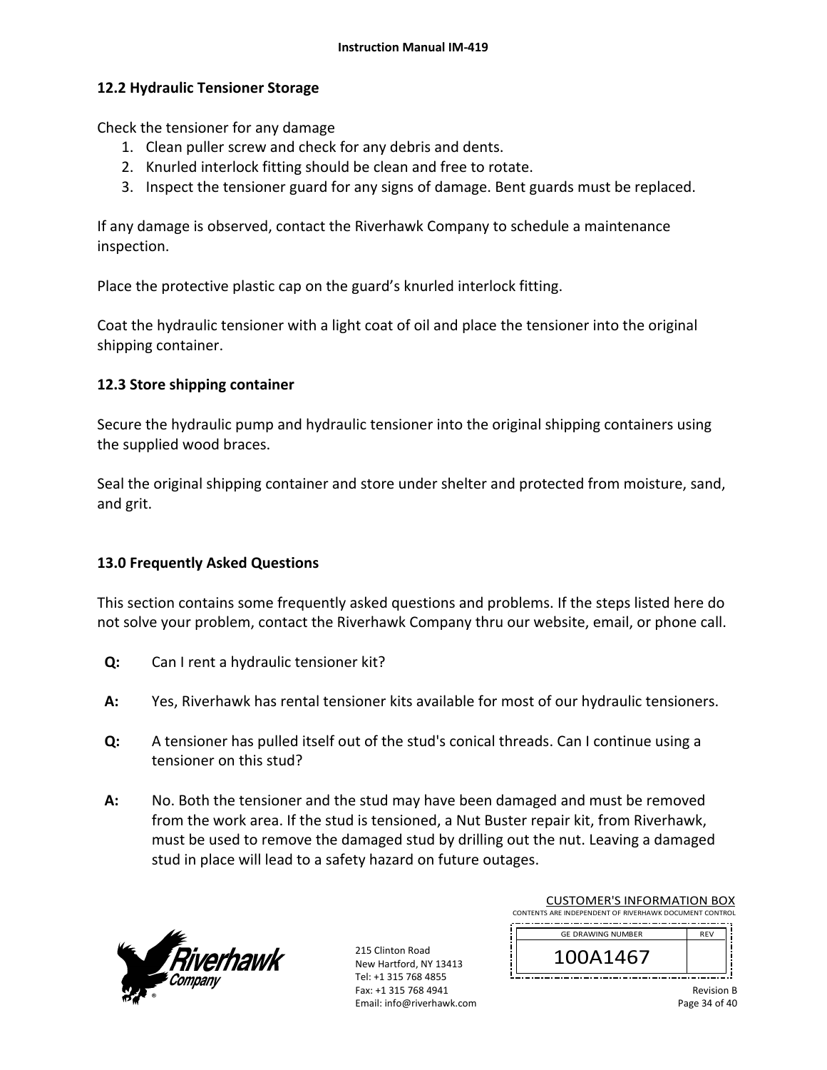## 12.2 Hydraulic Tensioner Storage

Check the tensioner for any damage

1. Clean puller screw and check for any debris and dents.
2. Knurled interlock fitting should be clean and free to rotate.
3. Inspect the tensioner guard for any signs of damage. Bent guards must be replaced.

If any damage is observed, contact the Riverhawk Company to schedule a maintenance inspection.

Place the protective plastic cap on the guard's knurled interlock fitting.

Coat the hydraulic tensioner with a light coat of oil and place the tensioner into the original shipping container.

## 12.3 Store shipping container

Secure the hydraulic pump and hydraulic tensioner into the original shipping containers using the supplied wood braces.

Seal the original shipping container and store under shelter and protected from moisture, sand, and grit.

## 13.0 Frequently Asked Questions

This section contains some frequently asked questions and problems. If the steps listed here do not solve your problem, contact the Riverhawk Company thru our website, email, or phone call.

**Q:** Can I rent a hydraulic tensioner kit?

**A:** Yes, Riverhawk has rental tensioner kits available for most of our hydraulic tensioners.

**Q:** A tensioner has pulled itself out of the stud's conical threads. Can I continue using a tensioner on this stud?

**A:** No. Both the tensioner and the stud may have been damaged and must be removed from the work area. If the stud is tensioned, a Nut Buster repair kit, from Riverhawk, must be used to remove the damaged stud by drilling out the nut. Leaving a damaged stud in place will lead to a safety hazard on future outages.

215 Clinton Road
New Hartford, NY 13413
Tel: +1 315 768 4855
Fax: +1 315 768 4941
Email: info@riverhawk.com

CUSTOMER'S INFORMATION BOX
CONTENTS ARE INDEPENDENT OF RIVERHAWK DOCUMENT CONTROL

| GE DRAWING NUMBER | REV |
|---|---|
| 100A1467 | |

Revision B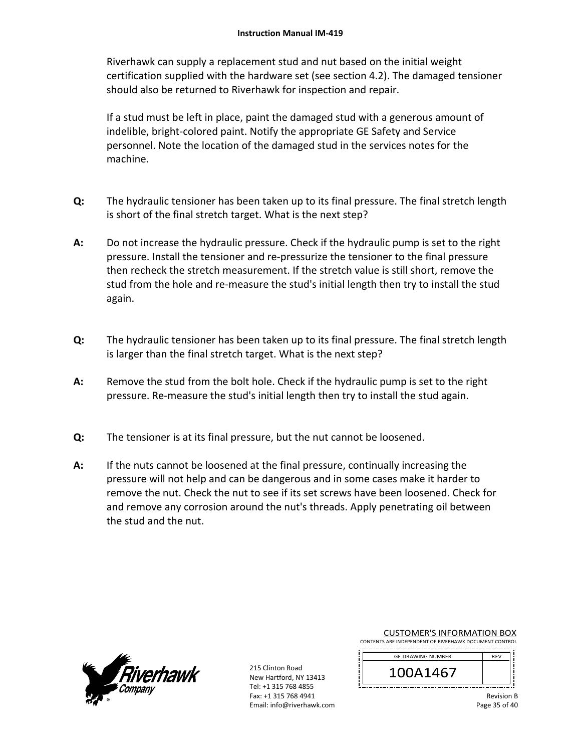Riverhawk can supply a replacement stud and nut based on the initial weight certification supplied with the hardware set (see section 4.2). The damaged tensioner should also be returned to Riverhawk for inspection and repair.

If a stud must be left in place, paint the damaged stud with a generous amount of indelible, bright-colored paint. Notify the appropriate GE Safety and Service personnel. Note the location of the damaged stud in the services notes for the machine.

**Q:** The hydraulic tensioner has been taken up to its final pressure. The final stretch length is short of the final stretch target. What is the next step?

**A:** Do not increase the hydraulic pressure. Check if the hydraulic pump is set to the right pressure. Install the tensioner and re-pressurize the tensioner to the final pressure then recheck the stretch measurement. If the stretch value is still short, remove the stud from the hole and re-measure the stud's initial length then try to install the stud again.

**Q:** The hydraulic tensioner has been taken up to its final pressure. The final stretch length is larger than the final stretch target. What is the next step?

**A:** Remove the stud from the bolt hole. Check if the hydraulic pump is set to the right pressure. Re-measure the stud's initial length then try to install the stud again.

**Q:** The tensioner is at its final pressure, but the nut cannot be loosened.

**A:** If the nuts cannot be loosened at the final pressure, continually increasing the pressure will not help and can be dangerous and in some cases make it harder to remove the nut. Check the nut to see if its set screws have been loosened. Check for and remove any corrosion around the nut's threads. Apply penetrating oil between the stud and the nut.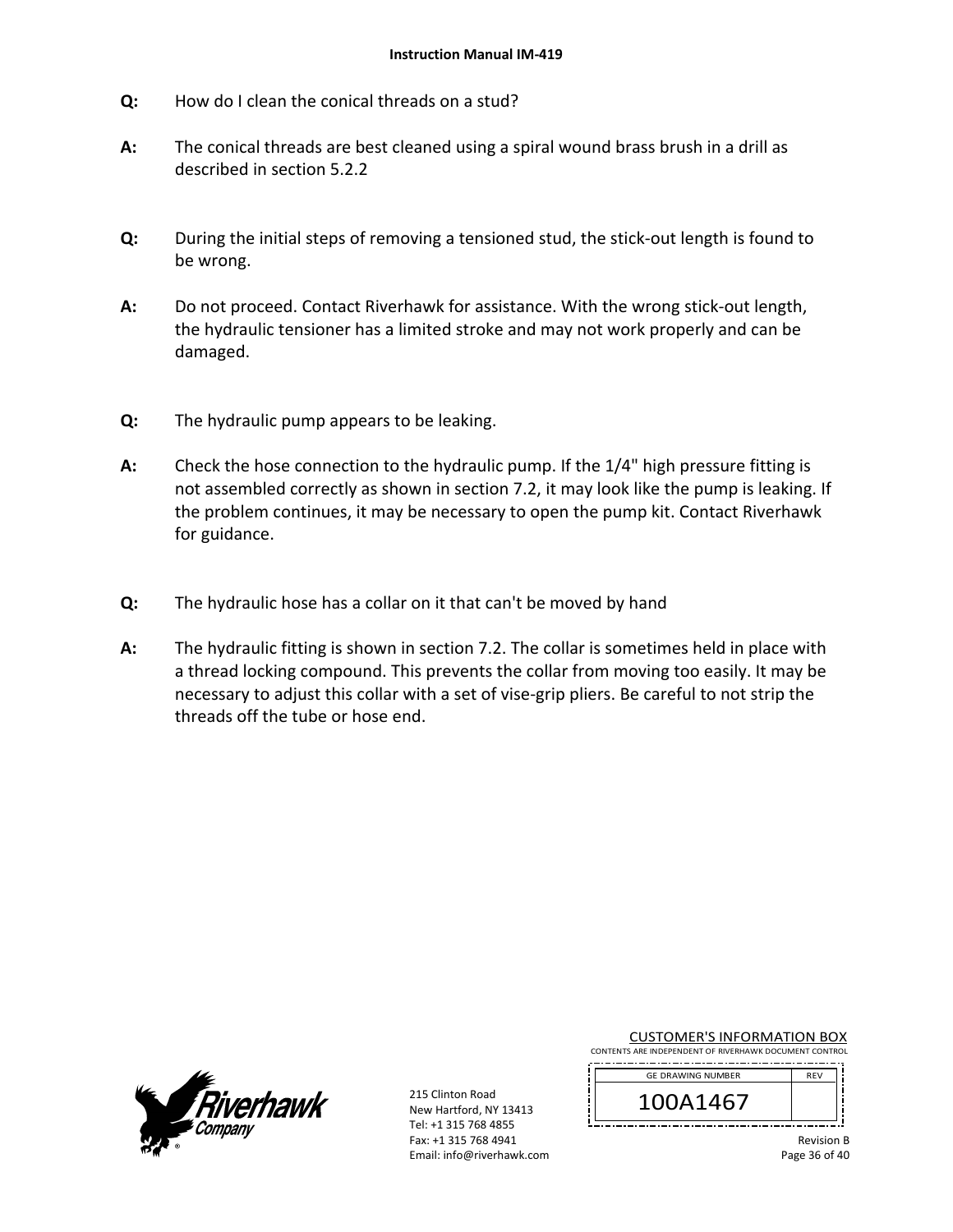**Q:** How do I clean the conical threads on a stud?

**A:** The conical threads are best cleaned using a spiral wound brass brush in a drill as described in section 5.2.2

**Q:** During the initial steps of removing a tensioned stud, the stick-out length is found to be wrong.

**A:** Do not proceed. Contact Riverhawk for assistance. With the wrong stick-out length, the hydraulic tensioner has a limited stroke and may not work properly and can be damaged.

**Q:** The hydraulic pump appears to be leaking.

**A:** Check the hose connection to the hydraulic pump. If the 1/4" high pressure fitting is not assembled correctly as shown in section 7.2, it may look like the pump is leaking. If the problem continues, it may be necessary to open the pump kit. Contact Riverhawk for guidance.

**Q:** The hydraulic hose has a collar on it that can't be moved by hand

**A:** The hydraulic fitting is shown in section 7.2. The collar is sometimes held in place with a thread locking compound. This prevents the collar from moving too easily. It may be necessary to adjust this collar with a set of vise-grip pliers. Be careful to not strip the threads off the tube or hose end.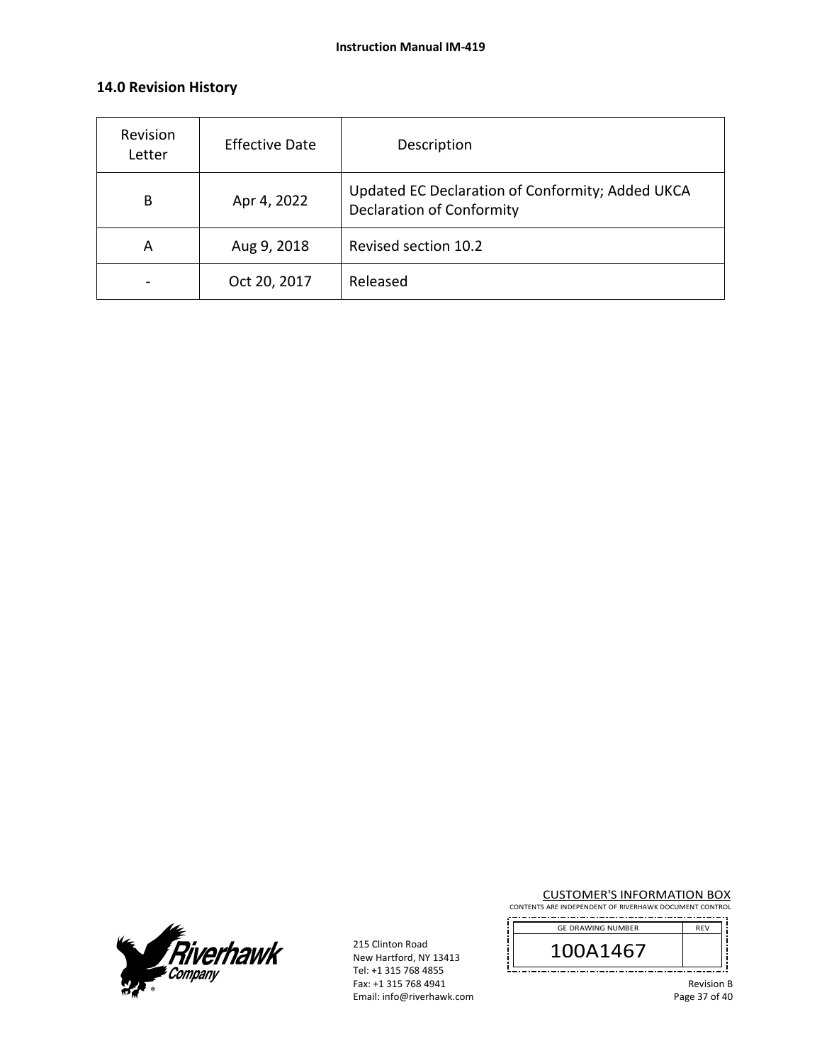## 14.0 Revision History

| Revision Letter | Effective Date | Description |
|---|---|---|
| B | Apr 4, 2022 | Updated EC Declaration of Conformity; Added UKCA Declaration of Conformity |
| A | Aug 9, 2018 | Revised section 10.2 |
| - | Oct 20, 2017 | Released |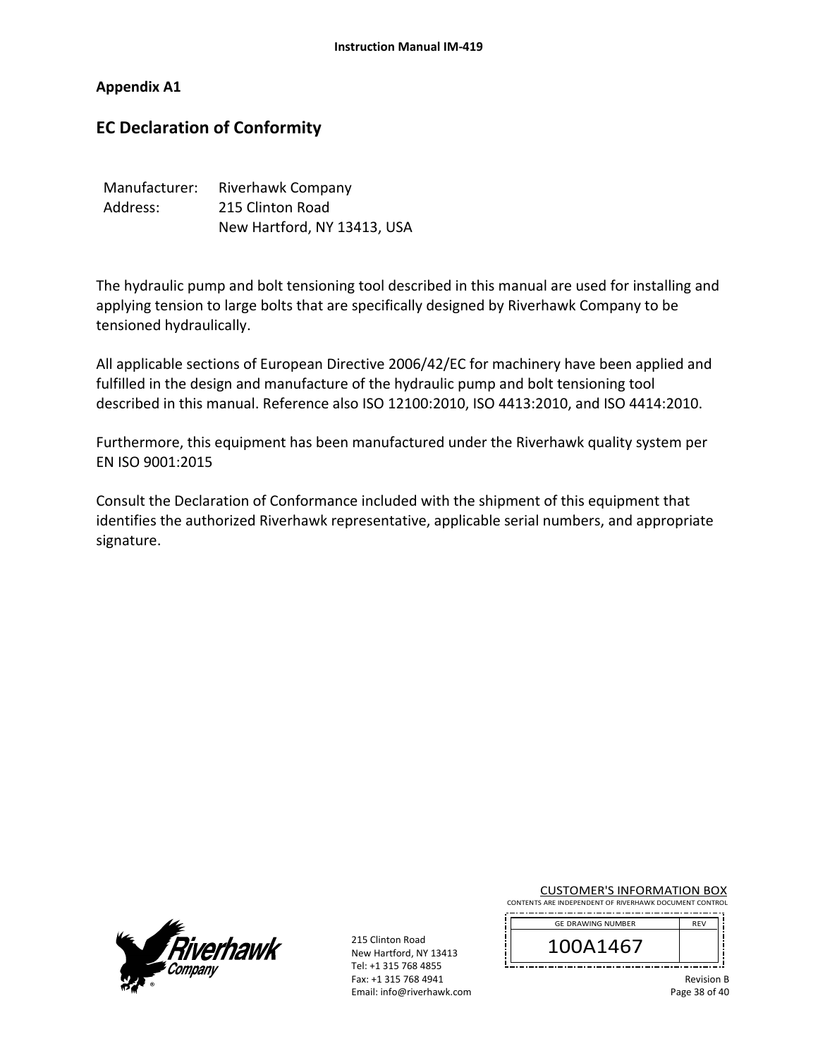## Appendix A1

# EC Declaration of Conformity

| | |
|---|---|
| Manufacturer: | Riverhawk Company |
| Address: | 215 Clinton Road |
| | New Hartford, NY 13413, USA |

The hydraulic pump and bolt tensioning tool described in this manual are used for installing and applying tension to large bolts that are specifically designed by Riverhawk Company to be tensioned hydraulically.

All applicable sections of European Directive 2006/42/EC for machinery have been applied and fulfilled in the design and manufacture of the hydraulic pump and bolt tensioning tool described in this manual. Reference also ISO 12100:2010, ISO 4413:2010, and ISO 4414:2010.

Furthermore, this equipment has been manufactured under the Riverhawk quality system per EN ISO 9001:2015

Consult the Declaration of Conformance included with the shipment of this equipment that identifies the authorized Riverhawk representative, applicable serial numbers, and appropriate signature.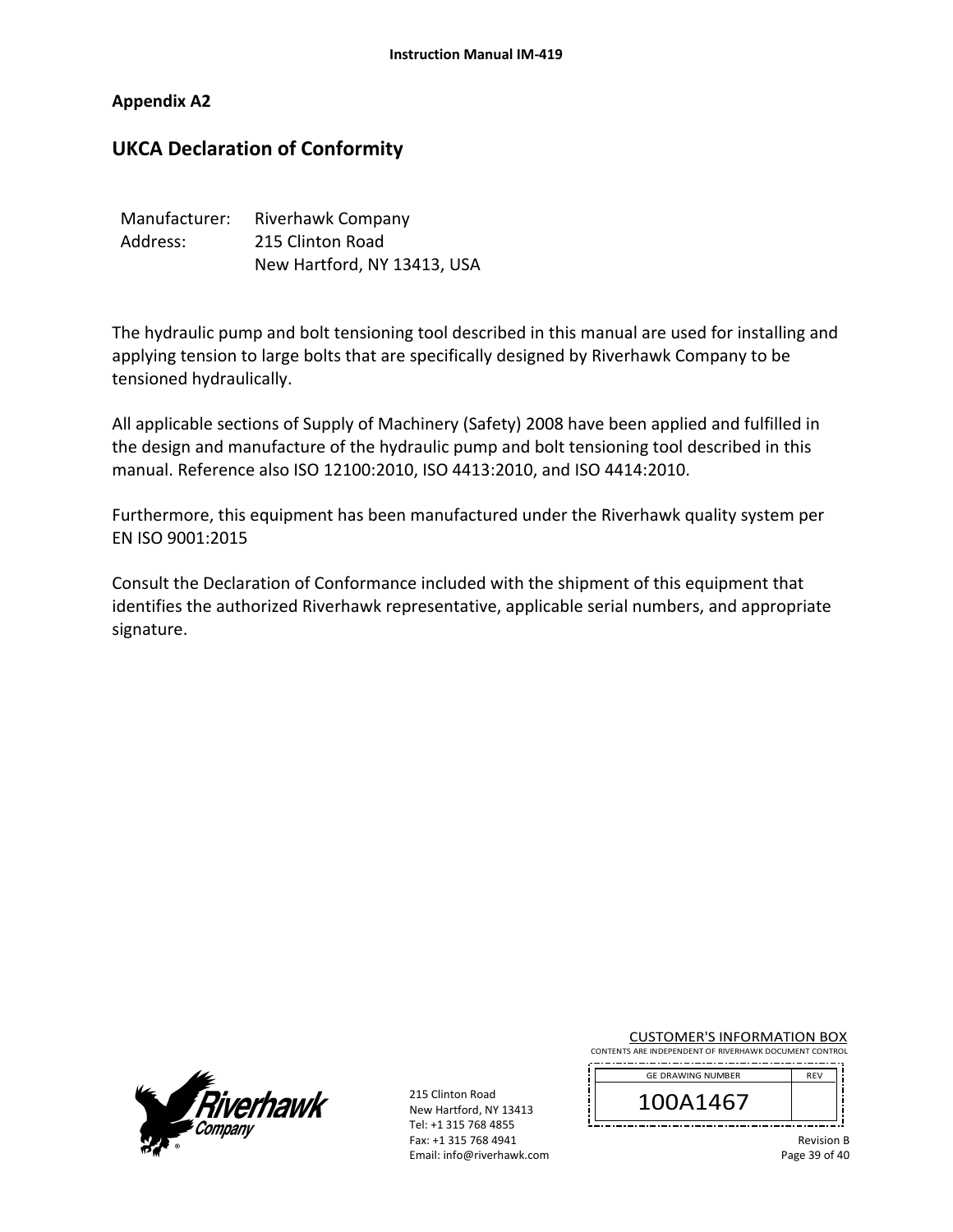## Appendix A2

# UKCA Declaration of Conformity

Manufacturer: Riverhawk Company
Address: 215 Clinton Road
New Hartford, NY 13413, USA

The hydraulic pump and bolt tensioning tool described in this manual are used for installing and applying tension to large bolts that are specifically designed by Riverhawk Company to be tensioned hydraulically.

All applicable sections of Supply of Machinery (Safety) 2008 have been applied and fulfilled in the design and manufacture of the hydraulic pump and bolt tensioning tool described in this manual. Reference also ISO 12100:2010, ISO 4413:2010, and ISO 4414:2010.

Furthermore, this equipment has been manufactured under the Riverhawk quality system per EN ISO 9001:2015

Consult the Declaration of Conformance included with the shipment of this equipment that identifies the authorized Riverhawk representative, applicable serial numbers, and appropriate signature.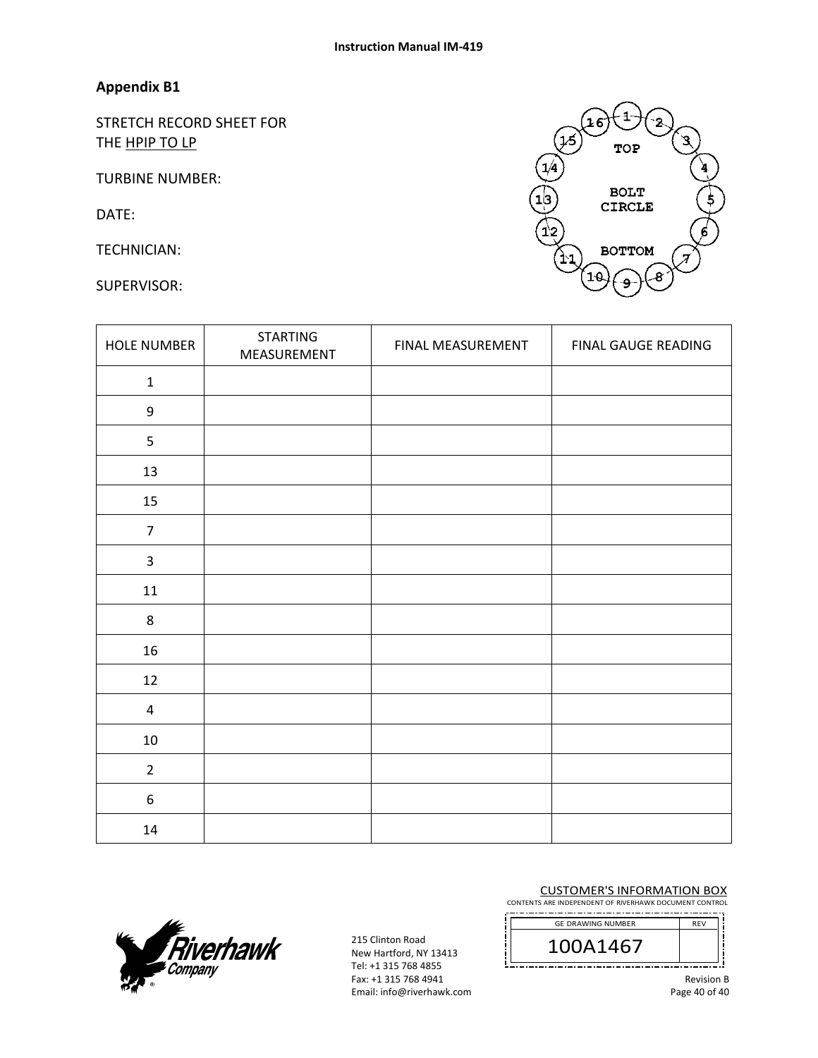## Appendix B1

STRETCH RECORD SHEET FOR THE HPIP TO LP

TURBINE NUMBER:

DATE:

TECHNICIAN:

SUPERVISOR:

16 1 2 15 3 TOP 14 4 13 BOLT CIRCLE 5 12 6 11 BOTTOM 7 10 9 8

| HOLE NUMBER | STARTING MEASUREMENT | FINAL MEASUREMENT | FINAL GAUGE READING |
|---|---|---|---|
| 1 | | | |
| 9 | | | |
| 5 | | | |
| 13 | | | |
| 15 | | | |
| 7 | | | |
| 3 | | | |
| 11 | | | |
| 8 | | | |
| 16 | | | |
| 12 | | | |
| 4 | | | |
| 10 | | | |
| 2 | | | |
| 6 | | | |
| 14 | | | |

215 Clinton Road
New Hartford, NY 13413
Tel: +1 315 768 4855
Fax: +1 315 768 4941
Email: info@riverhawk.com

CUSTOMER'S INFORMATION BOX
CONTENTS ARE INDEPENDENT OF RIVERHAWK DOCUMENT CONTROL

| GE DRAWING NUMBER | REV |
|---|---|
| 100A1467 | |

Revision B